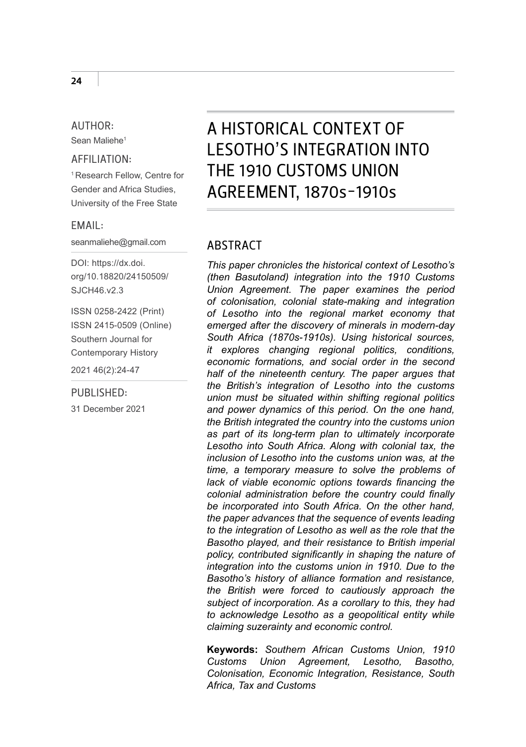AUTHOR:

Sean Maliehe[1]

AFFILIATION:

[1] Research Fellow, Centre for Gender and Africa Studies, University of the Free State

EMAIL:

seanmaliehe@gmail.com

DOI: https://dx.doi.org/10.18820/24150509/SJCH46.v2.3

ISSN 0258-2422 (Print)
ISSN 2415-0509 (Online)
Southern Journal for Contemporary History

2021 46(2):24-47

PUBLISHED:

31 December 2021

# A HISTORICAL CONTEXT OF LESOTHO'S INTEGRATION INTO THE 1910 CUSTOMS UNION AGREEMENT, 1870s-1910s

## ABSTRACT

*This paper chronicles the historical context of Lesotho's (then Basutoland) integration into the 1910 Customs Union Agreement. The paper examines the period of colonisation, colonial state-making and integration of Lesotho into the regional market economy that emerged after the discovery of minerals in modern-day South Africa (1870s-1910s). Using historical sources, it explores changing regional politics, conditions, economic formations, and social order in the second half of the nineteenth century. The paper argues that the British's integration of Lesotho into the customs union must be situated within shifting regional politics and power dynamics of this period. On the one hand, the British integrated the country into the customs union as part of its long-term plan to ultimately incorporate Lesotho into South Africa. Along with colonial tax, the inclusion of Lesotho into the customs union was, at the time, a temporary measure to solve the problems of lack of viable economic options towards financing the colonial administration before the country could finally be incorporated into South Africa. On the other hand, the paper advances that the sequence of events leading to the integration of Lesotho as well as the role that the Basotho played, and their resistance to British imperial policy, contributed significantly in shaping the nature of integration into the customs union in 1910. Due to the Basotho's history of alliance formation and resistance, the British were forced to cautiously approach the subject of incorporation. As a corollary to this, they had to acknowledge Lesotho as a geopolitical entity while claiming suzerainty and economic control.*

**Keywords:** *Southern African Customs Union, 1910 Customs Union Agreement, Lesotho, Basotho, Colonisation, Economic Integration, Resistance, South Africa, Tax and Customs*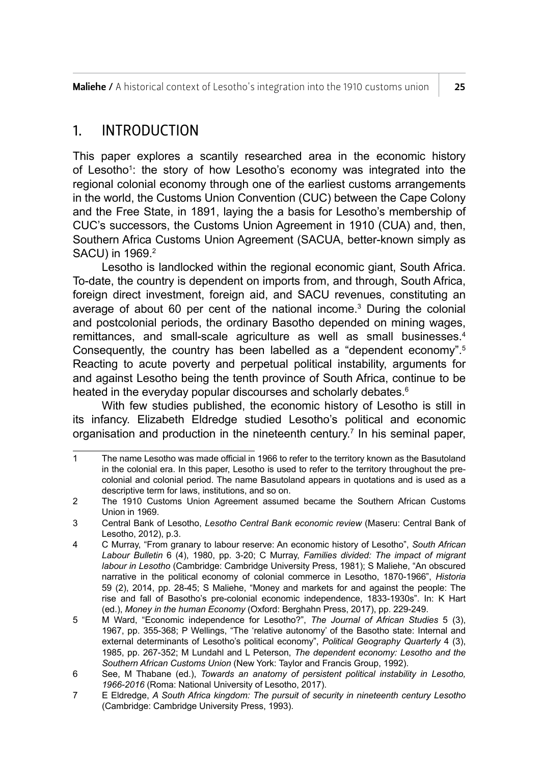## 1. INTRODUCTION

This paper explores a scantily researched area in the economic history of Lesotho[1]: the story of how Lesotho's economy was integrated into the regional colonial economy through one of the earliest customs arrangements in the world, the Customs Union Convention (CUC) between the Cape Colony and the Free State, in 1891, laying the a basis for Lesotho's membership of CUC's successors, the Customs Union Agreement in 1910 (CUA) and, then, Southern Africa Customs Union Agreement (SACUA, better-known simply as SACU) in 1969.[2]

Lesotho is landlocked within the regional economic giant, South Africa. To-date, the country is dependent on imports from, and through, South Africa, foreign direct investment, foreign aid, and SACU revenues, constituting an average of about 60 per cent of the national income.[3] During the colonial and postcolonial periods, the ordinary Basotho depended on mining wages, remittances, and small-scale agriculture as well as small businesses.[4] Consequently, the country has been labelled as a "dependent economy".[5] Reacting to acute poverty and perpetual political instability, arguments for and against Lesotho being the tenth province of South Africa, continue to be heated in the everyday popular discourses and scholarly debates.[6]

With few studies published, the economic history of Lesotho is still in its infancy. Elizabeth Eldredge studied Lesotho's political and economic organisation and production in the nineteenth century.[7] In his seminal paper,

---

1 The name Lesotho was made official in 1966 to refer to the territory known as the Basutoland in the colonial era. In this paper, Lesotho is used to refer to the territory throughout the pre-colonial and colonial period. The name Basutoland appears in quotations and is used as a descriptive term for laws, institutions, and so on.

2 The 1910 Customs Union Agreement assumed became the Southern African Customs Union in 1969.

3 Central Bank of Lesotho, *Lesotho Central Bank economic review* (Maseru: Central Bank of Lesotho, 2012), p.3.

4 C Murray, "From granary to labour reserve: An economic history of Lesotho", *South African Labour Bulletin* 6 (4), 1980, pp. 3-20; C Murray, *Families divided: The impact of migrant labour in Lesotho* (Cambridge: Cambridge University Press, 1981); S Maliehe, "An obscured narrative in the political economy of colonial commerce in Lesotho, 1870-1966", *Historia* 59 (2), 2014, pp. 28-45; S Maliehe, "Money and markets for and against the people: The rise and fall of Basotho's pre-colonial economic independence, 1833-1930s". In: K Hart (ed.), *Money in the human Economy* (Oxford: Berghahn Press, 2017), pp. 229-249.

5 M Ward, "Economic independence for Lesotho?", *The Journal of African Studies* 5 (3), 1967, pp. 355-368; P Wellings, "The 'relative autonomy' of the Basotho state: Internal and external determinants of Lesotho's political economy", *Political Geography Quarterly* 4 (3), 1985, pp. 267-352; M Lundahl and L Peterson, *The dependent economy: Lesotho and the Southern African Customs Union* (New York: Taylor and Francis Group, 1992).

6 See, M Thabane (ed.), *Towards an anatomy of persistent political instability in Lesotho, 1966-2016* (Roma: National University of Lesotho, 2017).

7 E Eldredge, *A South Africa kingdom: The pursuit of security in nineteenth century Lesotho* (Cambridge: Cambridge University Press, 1993).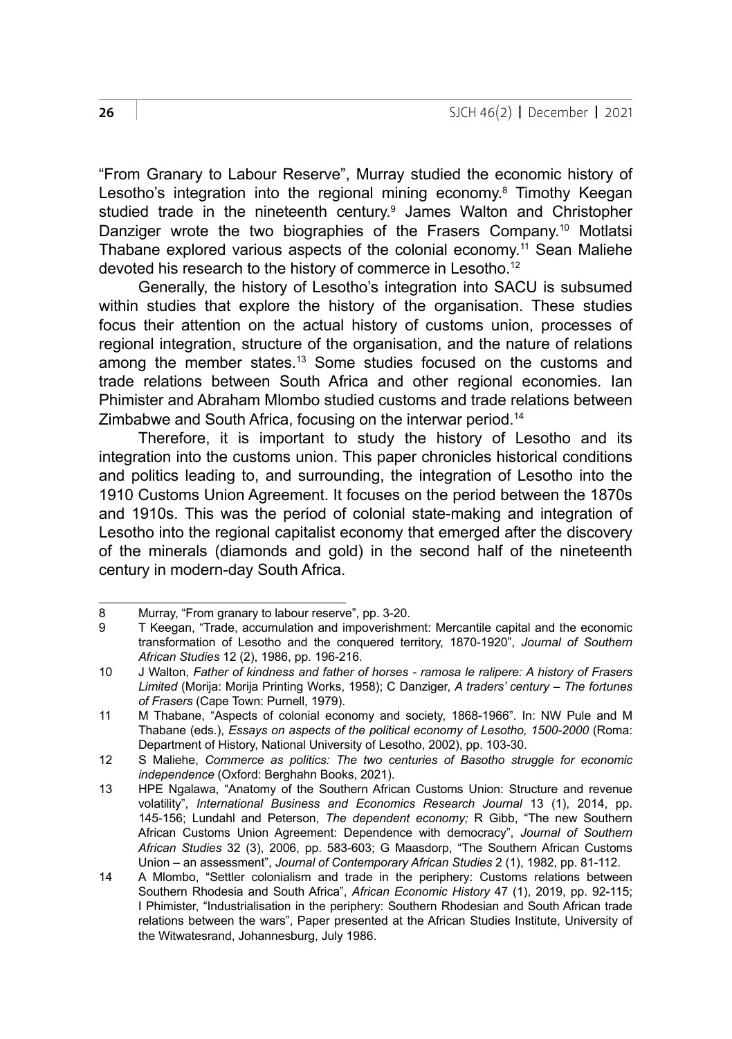"From Granary to Labour Reserve", Murray studied the economic history of Lesotho's integration into the regional mining economy.[8] Timothy Keegan studied trade in the nineteenth century.[9] James Walton and Christopher Danziger wrote the two biographies of the Frasers Company.[10] Motlatsi Thabane explored various aspects of the colonial economy.[11] Sean Maliehe devoted his research to the history of commerce in Lesotho.[12]

Generally, the history of Lesotho's integration into SACU is subsumed within studies that explore the history of the organisation. These studies focus their attention on the actual history of customs union, processes of regional integration, structure of the organisation, and the nature of relations among the member states.[13] Some studies focused on the customs and trade relations between South Africa and other regional economies. Ian Phimister and Abraham Mlombo studied customs and trade relations between Zimbabwe and South Africa, focusing on the interwar period.[14]

Therefore, it is important to study the history of Lesotho and its integration into the customs union. This paper chronicles historical conditions and politics leading to, and surrounding, the integration of Lesotho into the 1910 Customs Union Agreement. It focuses on the period between the 1870s and 1910s. This was the period of colonial state-making and integration of Lesotho into the regional capitalist economy that emerged after the discovery of the minerals (diamonds and gold) in the second half of the nineteenth century in modern-day South Africa.

---

8 Murray, "From granary to labour reserve", pp. 3-20.

9 T Keegan, "Trade, accumulation and impoverishment: Mercantile capital and the economic transformation of Lesotho and the conquered territory, 1870-1920", *Journal of Southern African Studies* 12 (2), 1986, pp. 196-216.

10 J Walton, *Father of kindness and father of horses - ramosa le ralipere: A history of Frasers Limited* (Morija: Morija Printing Works, 1958); C Danziger, *A traders' century – The fortunes of Frasers* (Cape Town: Purnell, 1979).

11 M Thabane, "Aspects of colonial economy and society, 1868-1966". In: NW Pule and M Thabane (eds.), *Essays on aspects of the political economy of Lesotho, 1500-2000* (Roma: Department of History, National University of Lesotho, 2002), pp. 103-30.

12 S Maliehe, *Commerce as politics: The two centuries of Basotho struggle for economic independence* (Oxford: Berghahn Books, 2021).

13 HPE Ngalawa, "Anatomy of the Southern African Customs Union: Structure and revenue volatility", *International Business and Economics Research Journal* 13 (1), 2014, pp. 145-156; Lundahl and Peterson, *The dependent economy;* R Gibb, "The new Southern African Customs Union Agreement: Dependence with democracy", *Journal of Southern African Studies* 32 (3), 2006, pp. 583-603; G Maasdorp, "The Southern African Customs Union – an assessment", *Journal of Contemporary African Studies* 2 (1), 1982, pp. 81-112.

14 A Mlombo, "Settler colonialism and trade in the periphery: Customs relations between Southern Rhodesia and South Africa", *African Economic History* 47 (1), 2019, pp. 92-115; I Phimister, "Industrialisation in the periphery: Southern Rhodesian and South African trade relations between the wars", Paper presented at the African Studies Institute, University of the Witwatesrand, Johannesburg, July 1986.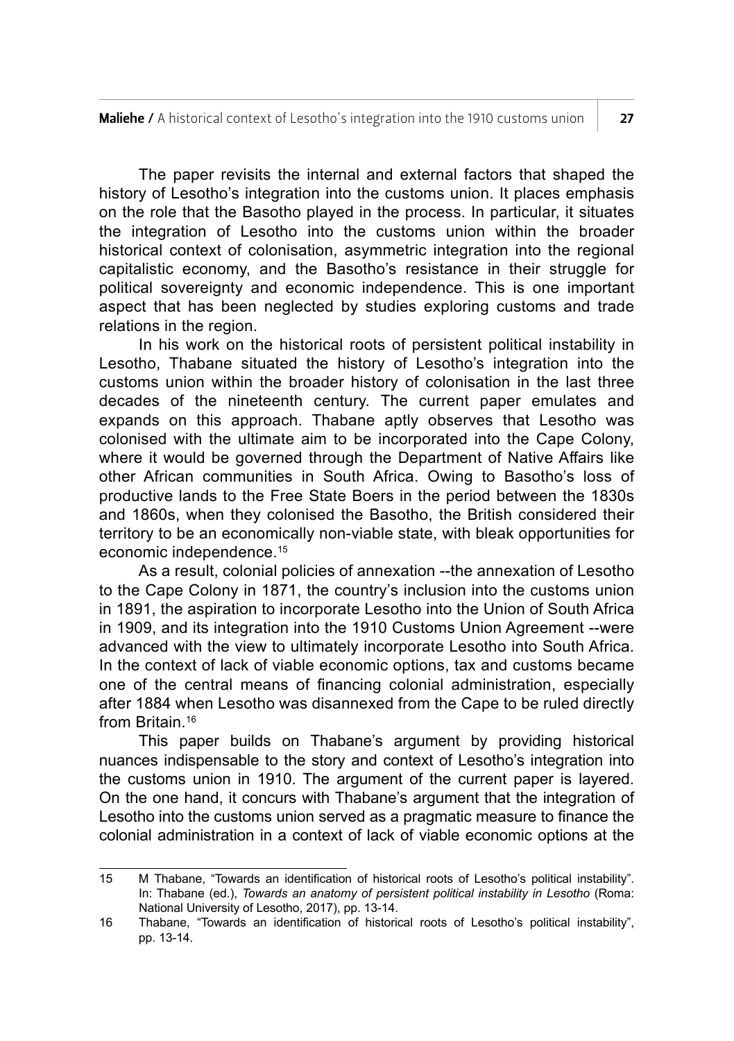The paper revisits the internal and external factors that shaped the history of Lesotho's integration into the customs union. It places emphasis on the role that the Basotho played in the process. In particular, it situates the integration of Lesotho into the customs union within the broader historical context of colonisation, asymmetric integration into the regional capitalistic economy, and the Basotho's resistance in their struggle for political sovereignty and economic independence. This is one important aspect that has been neglected by studies exploring customs and trade relations in the region.

In his work on the historical roots of persistent political instability in Lesotho, Thabane situated the history of Lesotho's integration into the customs union within the broader history of colonisation in the last three decades of the nineteenth century. The current paper emulates and expands on this approach. Thabane aptly observes that Lesotho was colonised with the ultimate aim to be incorporated into the Cape Colony, where it would be governed through the Department of Native Affairs like other African communities in South Africa. Owing to Basotho's loss of productive lands to the Free State Boers in the period between the 1830s and 1860s, when they colonised the Basotho, the British considered their territory to be an economically non-viable state, with bleak opportunities for economic independence.[15]

As a result, colonial policies of annexation --the annexation of Lesotho to the Cape Colony in 1871, the country's inclusion into the customs union in 1891, the aspiration to incorporate Lesotho into the Union of South Africa in 1909, and its integration into the 1910 Customs Union Agreement --were advanced with the view to ultimately incorporate Lesotho into South Africa. In the context of lack of viable economic options, tax and customs became one of the central means of financing colonial administration, especially after 1884 when Lesotho was disannexed from the Cape to be ruled directly from Britain.[16]

This paper builds on Thabane's argument by providing historical nuances indispensable to the story and context of Lesotho's integration into the customs union in 1910. The argument of the current paper is layered. On the one hand, it concurs with Thabane's argument that the integration of Lesotho into the customs union served as a pragmatic measure to finance the colonial administration in a context of lack of viable economic options at the

---

15 M Thabane, "Towards an identification of historical roots of Lesotho's political instability". In: Thabane (ed.), *Towards an anatomy of persistent political instability in Lesotho* (Roma: National University of Lesotho, 2017), pp. 13-14.

16 Thabane, "Towards an identification of historical roots of Lesotho's political instability", pp. 13-14.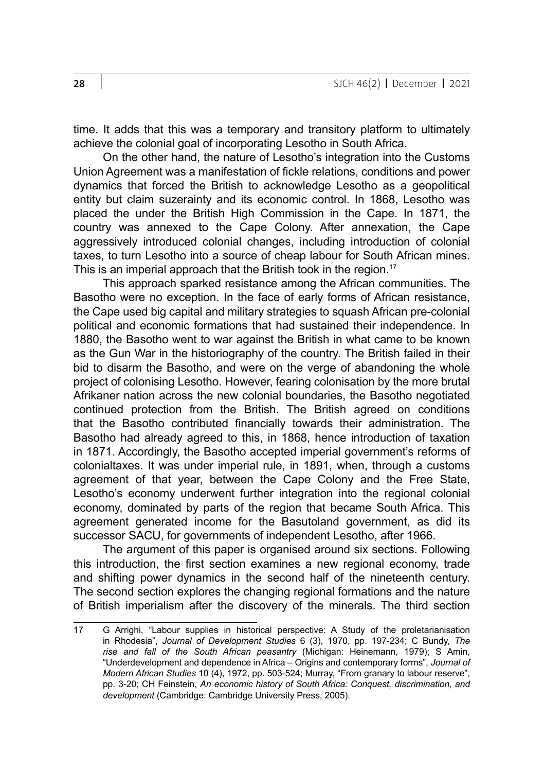time. It adds that this was a temporary and transitory platform to ultimately achieve the colonial goal of incorporating Lesotho in South Africa.

On the other hand, the nature of Lesotho's integration into the Customs Union Agreement was a manifestation of fickle relations, conditions and power dynamics that forced the British to acknowledge Lesotho as a geopolitical entity but claim suzerainty and its economic control. In 1868, Lesotho was placed the under the British High Commission in the Cape. In 1871, the country was annexed to the Cape Colony. After annexation, the Cape aggressively introduced colonial changes, including introduction of colonial taxes, to turn Lesotho into a source of cheap labour for South African mines. This is an imperial approach that the British took in the region.[17]

This approach sparked resistance among the African communities. The Basotho were no exception. In the face of early forms of African resistance, the Cape used big capital and military strategies to squash African pre-colonial political and economic formations that had sustained their independence. In 1880, the Basotho went to war against the British in what came to be known as the Gun War in the historiography of the country. The British failed in their bid to disarm the Basotho, and were on the verge of abandoning the whole project of colonising Lesotho. However, fearing colonisation by the more brutal Afrikaner nation across the new colonial boundaries, the Basotho negotiated continued protection from the British. The British agreed on conditions that the Basotho contributed financially towards their administration. The Basotho had already agreed to this, in 1868, hence introduction of taxation in 1871. Accordingly, the Basotho accepted imperial government's reforms of colonialtaxes. It was under imperial rule, in 1891, when, through a customs agreement of that year, between the Cape Colony and the Free State, Lesotho's economy underwent further integration into the regional colonial economy, dominated by parts of the region that became South Africa. This agreement generated income for the Basutoland government, as did its successor SACU, for governments of independent Lesotho, after 1966.

The argument of this paper is organised around six sections. Following this introduction, the first section examines a new regional economy, trade and shifting power dynamics in the second half of the nineteenth century. The second section explores the changing regional formations and the nature of British imperialism after the discovery of the minerals. The third section

---

17 G Arrighi, "Labour supplies in historical perspective: A Study of the proletarianisation in Rhodesia", *Journal of Development Studies* 6 (3), 1970, pp. 197-234; C Bundy, *The rise and fall of the South African peasantry* (Michigan: Heinemann, 1979); S Amin, "Underdevelopment and dependence in Africa – Origins and contemporary forms", *Journal of Modern African Studies* 10 (4), 1972, pp. 503-524; Murray, "From granary to labour reserve", pp. 3-20; CH Feinstein, *An economic history of South Africa: Conquest, discrimination, and development* (Cambridge: Cambridge University Press, 2005).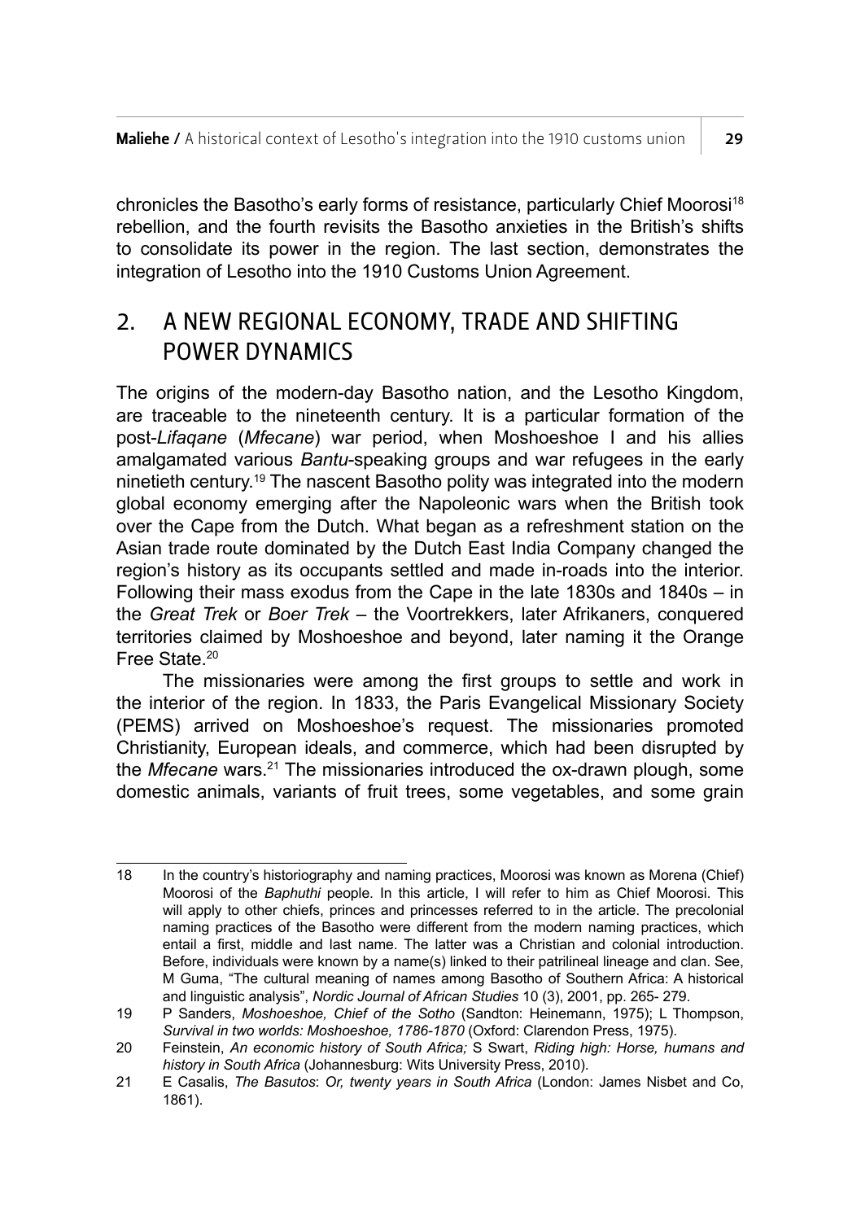chronicles the Basotho's early forms of resistance, particularly Chief Moorosi[18] rebellion, and the fourth revisits the Basotho anxieties in the British's shifts to consolidate its power in the region. The last section, demonstrates the integration of Lesotho into the 1910 Customs Union Agreement.

## 2. A NEW REGIONAL ECONOMY, TRADE AND SHIFTING POWER DYNAMICS

The origins of the modern-day Basotho nation, and the Lesotho Kingdom, are traceable to the nineteenth century. It is a particular formation of the post-*Lifaqane* (*Mfecane*) war period, when Moshoeshoe I and his allies amalgamated various *Bantu*-speaking groups and war refugees in the early ninetieth century.[19] The nascent Basotho polity was integrated into the modern global economy emerging after the Napoleonic wars when the British took over the Cape from the Dutch. What began as a refreshment station on the Asian trade route dominated by the Dutch East India Company changed the region's history as its occupants settled and made in-roads into the interior. Following their mass exodus from the Cape in the late 1830s and 1840s – in the *Great Trek* or *Boer Trek* – the Voortrekkers, later Afrikaners, conquered territories claimed by Moshoeshoe and beyond, later naming it the Orange Free State.[20]

The missionaries were among the first groups to settle and work in the interior of the region. In 1833, the Paris Evangelical Missionary Society (PEMS) arrived on Moshoeshoe's request. The missionaries promoted Christianity, European ideals, and commerce, which had been disrupted by the *Mfecane* wars.[21] The missionaries introduced the ox-drawn plough, some domestic animals, variants of fruit trees, some vegetables, and some grain

---

18 In the country's historiography and naming practices, Moorosi was known as Morena (Chief) Moorosi of the *Baphuthi* people. In this article, I will refer to him as Chief Moorosi. This will apply to other chiefs, princes and princesses referred to in the article. The precolonial naming practices of the Basotho were different from the modern naming practices, which entail a first, middle and last name. The latter was a Christian and colonial introduction. Before, individuals were known by a name(s) linked to their patrilineal lineage and clan. See, M Guma, "The cultural meaning of names among Basotho of Southern Africa: A historical and linguistic analysis", *Nordic Journal of African Studies* 10 (3), 2001, pp. 265- 279.

19 P Sanders, *Moshoeshoe, Chief of the Sotho* (Sandton: Heinemann, 1975); L Thompson, *Survival in two worlds: Moshoeshoe, 1786-1870* (Oxford: Clarendon Press, 1975).

20 Feinstein, *An economic history of South Africa;* S Swart, *Riding high: Horse, humans and history in South Africa* (Johannesburg: Wits University Press, 2010).

21 E Casalis, *The Basutos*: *Or, twenty years in South Africa* (London: James Nisbet and Co, 1861).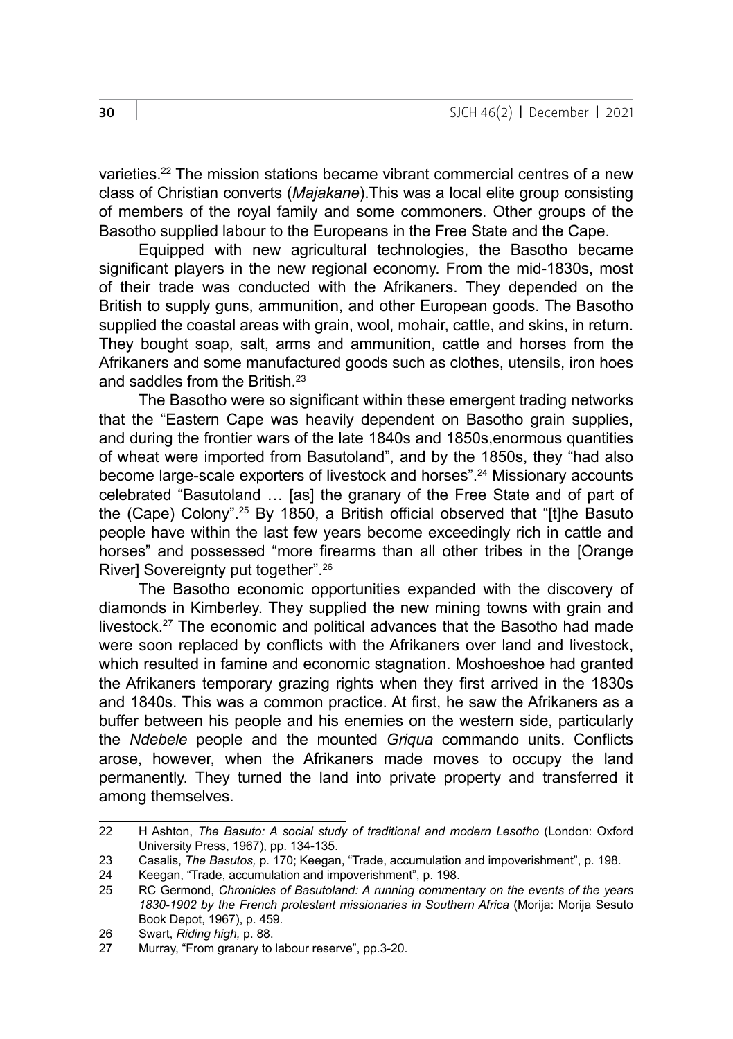varieties.[22] The mission stations became vibrant commercial centres of a new class of Christian converts (*Majakane*).This was a local elite group consisting of members of the royal family and some commoners. Other groups of the Basotho supplied labour to the Europeans in the Free State and the Cape.

Equipped with new agricultural technologies, the Basotho became significant players in the new regional economy. From the mid-1830s, most of their trade was conducted with the Afrikaners. They depended on the British to supply guns, ammunition, and other European goods. The Basotho supplied the coastal areas with grain, wool, mohair, cattle, and skins, in return. They bought soap, salt, arms and ammunition, cattle and horses from the Afrikaners and some manufactured goods such as clothes, utensils, iron hoes and saddles from the British.[23]

The Basotho were so significant within these emergent trading networks that the "Eastern Cape was heavily dependent on Basotho grain supplies, and during the frontier wars of the late 1840s and 1850s,enormous quantities of wheat were imported from Basutoland", and by the 1850s, they "had also become large-scale exporters of livestock and horses".[24] Missionary accounts celebrated "Basutoland … [as] the granary of the Free State and of part of the (Cape) Colony".[25] By 1850, a British official observed that "[t]he Basuto people have within the last few years become exceedingly rich in cattle and horses" and possessed "more firearms than all other tribes in the [Orange River] Sovereignty put together".[26]

The Basotho economic opportunities expanded with the discovery of diamonds in Kimberley. They supplied the new mining towns with grain and livestock.[27] The economic and political advances that the Basotho had made were soon replaced by conflicts with the Afrikaners over land and livestock, which resulted in famine and economic stagnation. Moshoeshoe had granted the Afrikaners temporary grazing rights when they first arrived in the 1830s and 1840s. This was a common practice. At first, he saw the Afrikaners as a buffer between his people and his enemies on the western side, particularly the *Ndebele* people and the mounted *Griqua* commando units. Conflicts arose, however, when the Afrikaners made moves to occupy the land permanently. They turned the land into private property and transferred it among themselves.

---

22 H Ashton, *The Basuto: A social study of traditional and modern Lesotho* (London: Oxford University Press, 1967), pp. 134-135.

23 Casalis, *The Basutos,* p. 170; Keegan, "Trade, accumulation and impoverishment", p. 198.

24 Keegan, "Trade, accumulation and impoverishment", p. 198.

25 RC Germond, *Chronicles of Basutoland: A running commentary on the events of the years 1830-1902 by the French protestant missionaries in Southern Africa* (Morija: Morija Sesuto Book Depot, 1967), p. 459.

26 Swart, *Riding high,* p. 88.

27 Murray, "From granary to labour reserve", pp.3-20.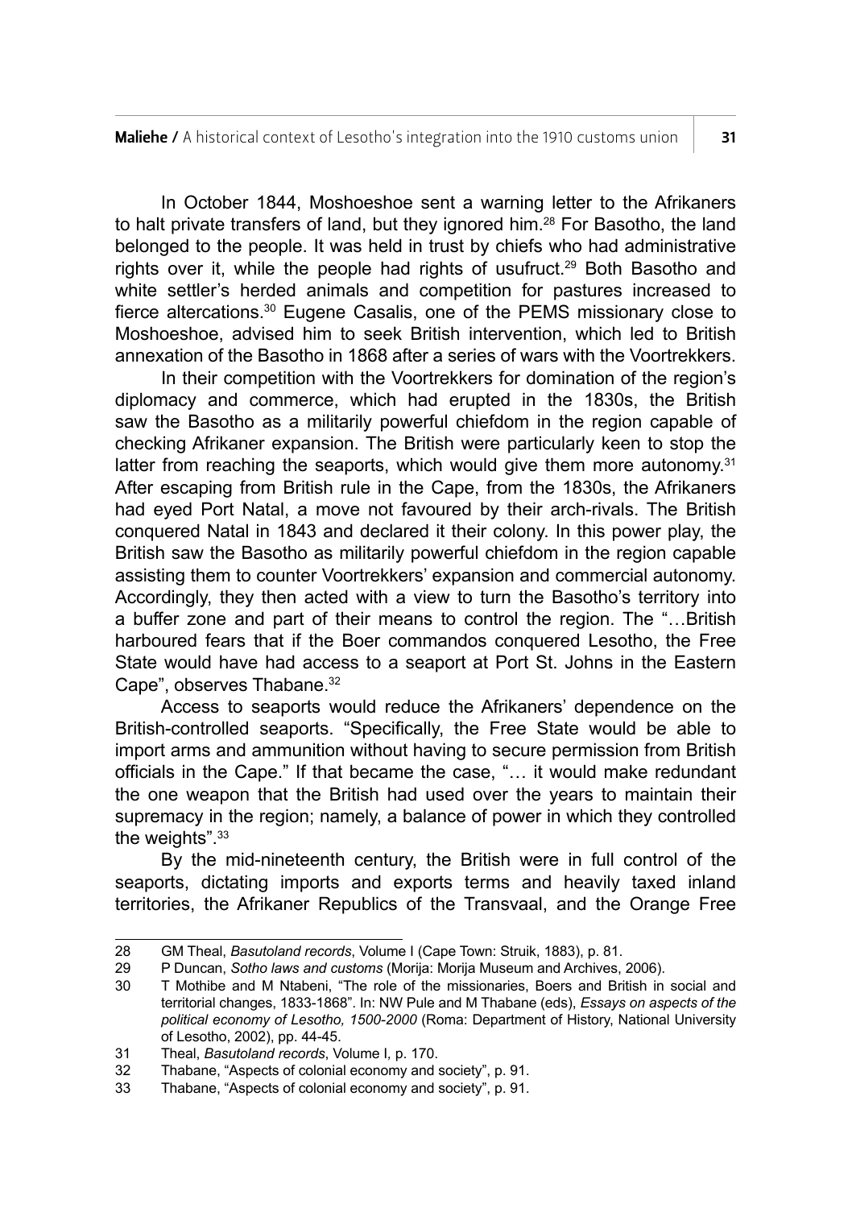In October 1844, Moshoeshoe sent a warning letter to the Afrikaners to halt private transfers of land, but they ignored him.[28] For Basotho, the land belonged to the people. It was held in trust by chiefs who had administrative rights over it, while the people had rights of usufruct.[29] Both Basotho and white settler's herded animals and competition for pastures increased to fierce altercations.[30] Eugene Casalis, one of the PEMS missionary close to Moshoeshoe, advised him to seek British intervention, which led to British annexation of the Basotho in 1868 after a series of wars with the Voortrekkers.

In their competition with the Voortrekkers for domination of the region's diplomacy and commerce, which had erupted in the 1830s, the British saw the Basotho as a militarily powerful chiefdom in the region capable of checking Afrikaner expansion. The British were particularly keen to stop the latter from reaching the seaports, which would give them more autonomy.[31] After escaping from British rule in the Cape, from the 1830s, the Afrikaners had eyed Port Natal, a move not favoured by their arch-rivals. The British conquered Natal in 1843 and declared it their colony. In this power play, the British saw the Basotho as militarily powerful chiefdom in the region capable assisting them to counter Voortrekkers' expansion and commercial autonomy. Accordingly, they then acted with a view to turn the Basotho's territory into a buffer zone and part of their means to control the region. The "…British harboured fears that if the Boer commandos conquered Lesotho, the Free State would have had access to a seaport at Port St. Johns in the Eastern Cape", observes Thabane.[32]

Access to seaports would reduce the Afrikaners' dependence on the British-controlled seaports. "Specifically, the Free State would be able to import arms and ammunition without having to secure permission from British officials in the Cape." If that became the case, "… it would make redundant the one weapon that the British had used over the years to maintain their supremacy in the region; namely, a balance of power in which they controlled the weights".[33]

By the mid-nineteenth century, the British were in full control of the seaports, dictating imports and exports terms and heavily taxed inland territories, the Afrikaner Republics of the Transvaal, and the Orange Free

---

28 GM Theal, *Basutoland records*, Volume I (Cape Town: Struik, 1883), p. 81.

29 P Duncan, *Sotho laws and customs* (Morija: Morija Museum and Archives, 2006).

30 T Mothibe and M Ntabeni, "The role of the missionaries, Boers and British in social and territorial changes, 1833-1868". In: NW Pule and M Thabane (eds), *Essays on aspects of the political economy of Lesotho, 1500-2000* (Roma: Department of History, National University of Lesotho, 2002), pp. 44-45.

31 Theal, *Basutoland records*, Volume I, p. 170.

32 Thabane, "Aspects of colonial economy and society", p. 91.

33 Thabane, "Aspects of colonial economy and society", p. 91.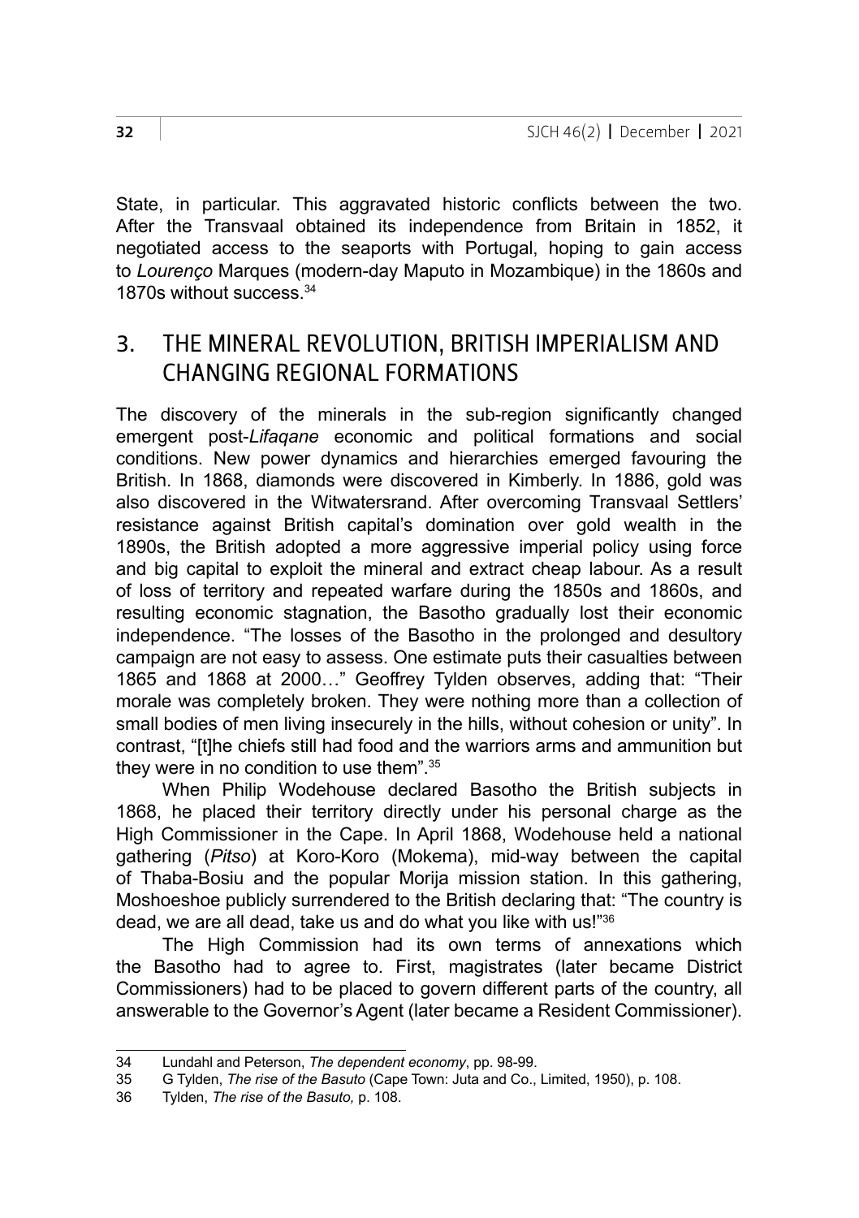State, in particular. This aggravated historic conflicts between the two. After the Transvaal obtained its independence from Britain in 1852, it negotiated access to the seaports with Portugal, hoping to gain access to *Lourenço* Marques (modern-day Maputo in Mozambique) in the 1860s and 1870s without success.[34]

## 3. THE MINERAL REVOLUTION, BRITISH IMPERIALISM AND CHANGING REGIONAL FORMATIONS

The discovery of the minerals in the sub-region significantly changed emergent post-*Lifaqane* economic and political formations and social conditions. New power dynamics and hierarchies emerged favouring the British. In 1868, diamonds were discovered in Kimberly. In 1886, gold was also discovered in the Witwatersrand. After overcoming Transvaal Settlers' resistance against British capital's domination over gold wealth in the 1890s, the British adopted a more aggressive imperial policy using force and big capital to exploit the mineral and extract cheap labour. As a result of loss of territory and repeated warfare during the 1850s and 1860s, and resulting economic stagnation, the Basotho gradually lost their economic independence. "The losses of the Basotho in the prolonged and desultory campaign are not easy to assess. One estimate puts their casualties between 1865 and 1868 at 2000…" Geoffrey Tylden observes, adding that: "Their morale was completely broken. They were nothing more than a collection of small bodies of men living insecurely in the hills, without cohesion or unity". In contrast, "[t]he chiefs still had food and the warriors arms and ammunition but they were in no condition to use them".[35]

When Philip Wodehouse declared Basotho the British subjects in 1868, he placed their territory directly under his personal charge as the High Commissioner in the Cape. In April 1868, Wodehouse held a national gathering (*Pitso*) at Koro-Koro (Mokema), mid-way between the capital of Thaba-Bosiu and the popular Morija mission station. In this gathering, Moshoeshoe publicly surrendered to the British declaring that: "The country is dead, we are all dead, take us and do what you like with us!"[36]

The High Commission had its own terms of annexations which the Basotho had to agree to. First, magistrates (later became District Commissioners) had to be placed to govern different parts of the country, all answerable to the Governor's Agent (later became a Resident Commissioner).

---

34 Lundahl and Peterson, *The dependent economy*, pp. 98-99.

35 G Tylden, *The rise of the Basuto* (Cape Town: Juta and Co., Limited, 1950), p. 108.

36 Tylden, *The rise of the Basuto,* p. 108.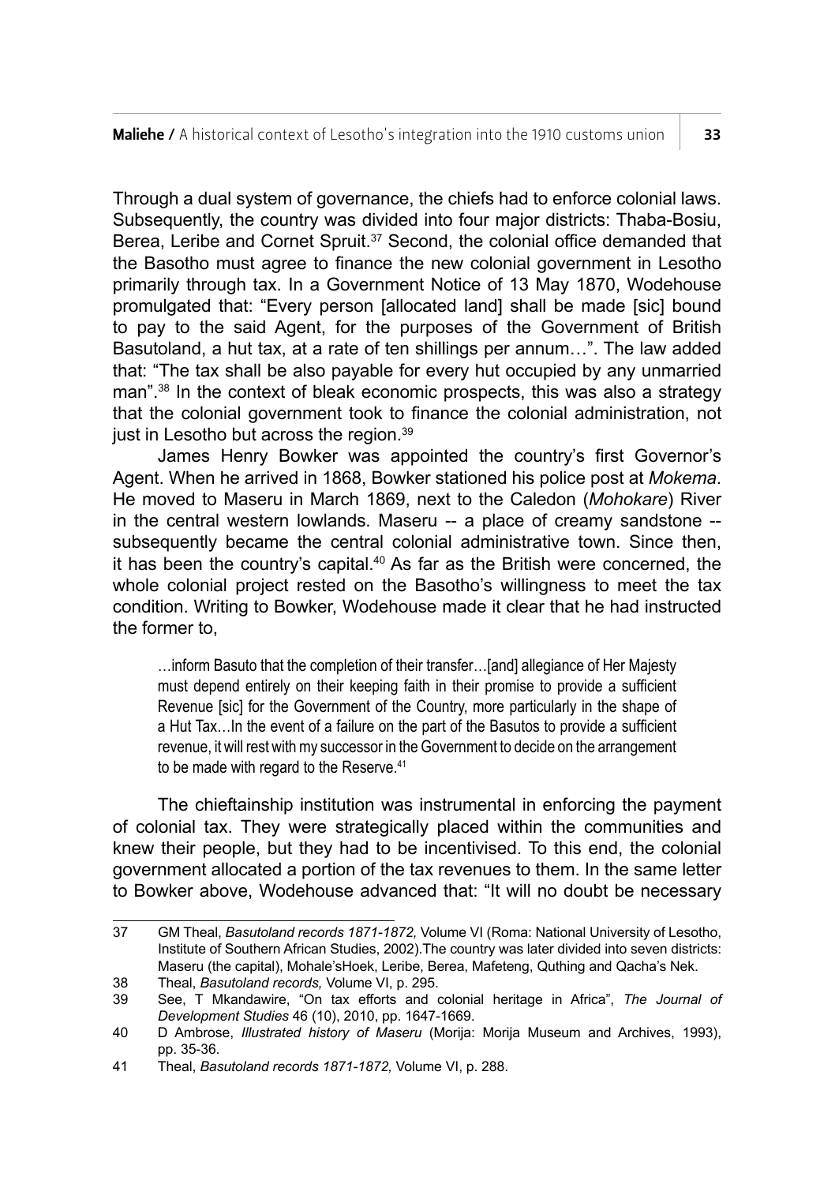Through a dual system of governance, the chiefs had to enforce colonial laws. Subsequently, the country was divided into four major districts: Thaba-Bosiu, Berea, Leribe and Cornet Spruit.[37] Second, the colonial office demanded that the Basotho must agree to finance the new colonial government in Lesotho primarily through tax. In a Government Notice of 13 May 1870, Wodehouse promulgated that: "Every person [allocated land] shall be made [sic] bound to pay to the said Agent, for the purposes of the Government of British Basutoland, a hut tax, at a rate of ten shillings per annum…". The law added that: "The tax shall be also payable for every hut occupied by any unmarried man".[38] In the context of bleak economic prospects, this was also a strategy that the colonial government took to finance the colonial administration, not just in Lesotho but across the region.[39]

James Henry Bowker was appointed the country's first Governor's Agent. When he arrived in 1868, Bowker stationed his police post at *Mokema*. He moved to Maseru in March 1869, next to the Caledon (*Mohokare*) River in the central western lowlands. Maseru -- a place of creamy sandstone -- subsequently became the central colonial administrative town. Since then, it has been the country's capital.[40] As far as the British were concerned, the whole colonial project rested on the Basotho's willingness to meet the tax condition. Writing to Bowker, Wodehouse made it clear that he had instructed the former to,

> …inform Basuto that the completion of their transfer…[and] allegiance of Her Majesty must depend entirely on their keeping faith in their promise to provide a sufficient Revenue [sic] for the Government of the Country, more particularly in the shape of a Hut Tax…In the event of a failure on the part of the Basutos to provide a sufficient revenue, it will rest with my successor in the Government to decide on the arrangement to be made with regard to the Reserve.[41]

The chieftainship institution was instrumental in enforcing the payment of colonial tax. They were strategically placed within the communities and knew their people, but they had to be incentivised. To this end, the colonial government allocated a portion of the tax revenues to them. In the same letter to Bowker above, Wodehouse advanced that: "It will no doubt be necessary

---

37 GM Theal, *Basutoland records 1871-1872,* Volume VI (Roma: National University of Lesotho, Institute of Southern African Studies, 2002).The country was later divided into seven districts: Maseru (the capital), Mohale'sHoek, Leribe, Berea, Mafeteng, Quthing and Qacha's Nek.

38 Theal, *Basutoland records,* Volume VI, p. 295.

39 See, T Mkandawire, "On tax efforts and colonial heritage in Africa", *The Journal of Development Studies* 46 (10), 2010, pp. 1647-1669.

40 D Ambrose, *Illustrated history of Maseru* (Morija: Morija Museum and Archives, 1993), pp. 35-36.

41 Theal, *Basutoland records 1871-1872,* Volume VI, p. 288.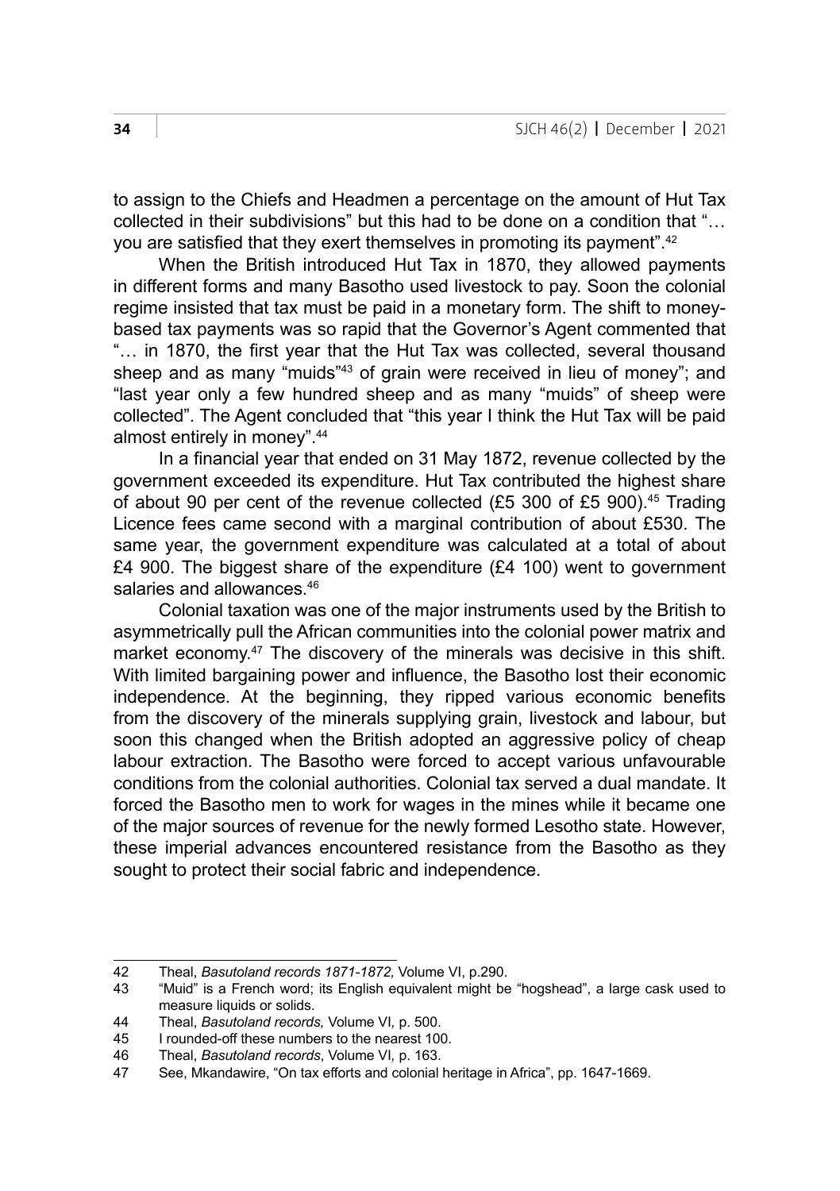to assign to the Chiefs and Headmen a percentage on the amount of Hut Tax collected in their subdivisions" but this had to be done on a condition that "… you are satisfied that they exert themselves in promoting its payment".[42]

When the British introduced Hut Tax in 1870, they allowed payments in different forms and many Basotho used livestock to pay. Soon the colonial regime insisted that tax must be paid in a monetary form. The shift to money-based tax payments was so rapid that the Governor's Agent commented that "… in 1870, the first year that the Hut Tax was collected, several thousand sheep and as many "muids"[43] of grain were received in lieu of money"; and "last year only a few hundred sheep and as many "muids" of sheep were collected". The Agent concluded that "this year I think the Hut Tax will be paid almost entirely in money".[44]

In a financial year that ended on 31 May 1872, revenue collected by the government exceeded its expenditure. Hut Tax contributed the highest share of about 90 per cent of the revenue collected (£5 300 of £5 900).[45] Trading Licence fees came second with a marginal contribution of about £530. The same year, the government expenditure was calculated at a total of about £4 900. The biggest share of the expenditure (£4 100) went to government salaries and allowances.[46]

Colonial taxation was one of the major instruments used by the British to asymmetrically pull the African communities into the colonial power matrix and market economy.[47] The discovery of the minerals was decisive in this shift. With limited bargaining power and influence, the Basotho lost their economic independence. At the beginning, they ripped various economic benefits from the discovery of the minerals supplying grain, livestock and labour, but soon this changed when the British adopted an aggressive policy of cheap labour extraction. The Basotho were forced to accept various unfavourable conditions from the colonial authorities. Colonial tax served a dual mandate. It forced the Basotho men to work for wages in the mines while it became one of the major sources of revenue for the newly formed Lesotho state. However, these imperial advances encountered resistance from the Basotho as they sought to protect their social fabric and independence.

---

42 Theal, *Basutoland records 1871-1872,* Volume VI, p.290.

43 "Muid" is a French word; its English equivalent might be "hogshead", a large cask used to measure liquids or solids.

44 Theal, *Basutoland records,* Volume VI*,* p. 500.

45 I rounded-off these numbers to the nearest 100.

46 Theal, *Basutoland records*, Volume VI*,* p. 163.

47 See, Mkandawire, "On tax efforts and colonial heritage in Africa", pp. 1647-1669.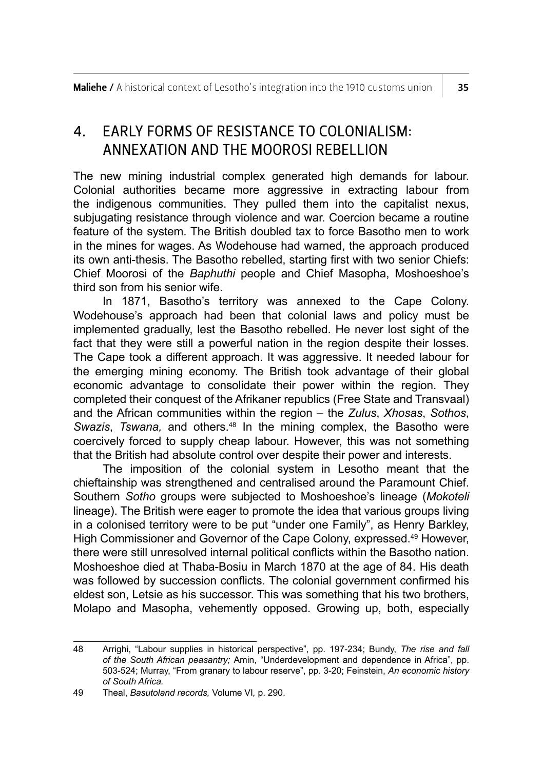## 4. EARLY FORMS OF RESISTANCE TO COLONIALISM: ANNEXATION AND THE MOOROSI REBELLION

The new mining industrial complex generated high demands for labour. Colonial authorities became more aggressive in extracting labour from the indigenous communities. They pulled them into the capitalist nexus, subjugating resistance through violence and war. Coercion became a routine feature of the system. The British doubled tax to force Basotho men to work in the mines for wages. As Wodehouse had warned, the approach produced its own anti-thesis. The Basotho rebelled, starting first with two senior Chiefs: Chief Moorosi of the *Baphuthi* people and Chief Masopha, Moshoeshoe's third son from his senior wife.

In 1871, Basotho's territory was annexed to the Cape Colony. Wodehouse's approach had been that colonial laws and policy must be implemented gradually, lest the Basotho rebelled. He never lost sight of the fact that they were still a powerful nation in the region despite their losses. The Cape took a different approach. It was aggressive. It needed labour for the emerging mining economy. The British took advantage of their global economic advantage to consolidate their power within the region. They completed their conquest of the Afrikaner republics (Free State and Transvaal) and the African communities within the region – the *Zulus*, *Xhosas*, *Sothos*, *Swazis*, *Tswana,* and others.[48] In the mining complex, the Basotho were coercively forced to supply cheap labour. However, this was not something that the British had absolute control over despite their power and interests.

The imposition of the colonial system in Lesotho meant that the chieftainship was strengthened and centralised around the Paramount Chief. Southern *Sotho* groups were subjected to Moshoeshoe's lineage (*Mokoteli* lineage). The British were eager to promote the idea that various groups living in a colonised territory were to be put "under one Family", as Henry Barkley, High Commissioner and Governor of the Cape Colony, expressed.[49] However, there were still unresolved internal political conflicts within the Basotho nation. Moshoeshoe died at Thaba-Bosiu in March 1870 at the age of 84. His death was followed by succession conflicts. The colonial government confirmed his eldest son, Letsie as his successor. This was something that his two brothers, Molapo and Masopha, vehemently opposed. Growing up, both, especially

---

48 Arrighi, "Labour supplies in historical perspective", pp. 197-234; Bundy, *The rise and fall of the South African peasantry;* Amin, "Underdevelopment and dependence in Africa", pp. 503-524; Murray, "From granary to labour reserve", pp. 3-20; Feinstein, *An economic history of South Africa.*

49 Theal, *Basutoland records,* Volume VI*,* p. 290.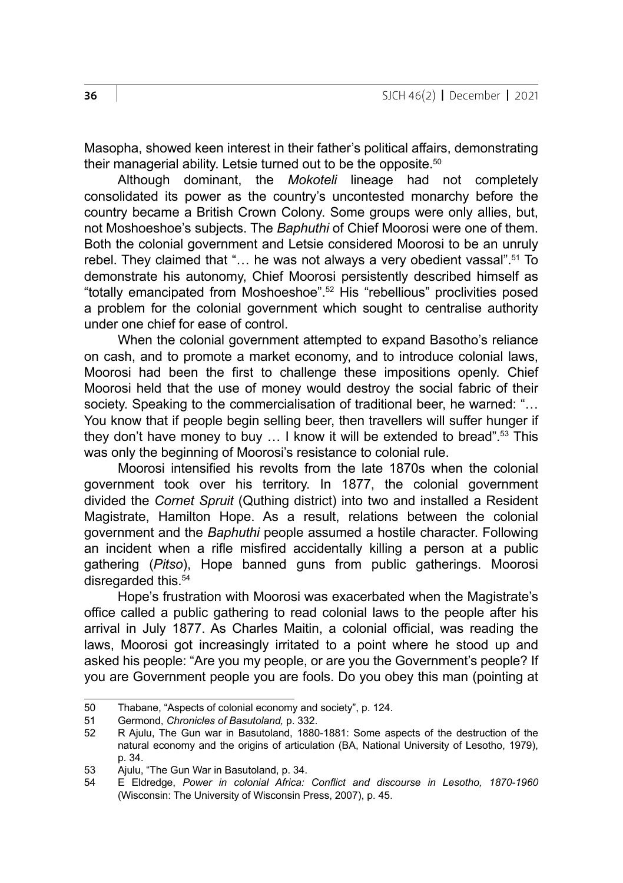Masopha, showed keen interest in their father's political affairs, demonstrating their managerial ability. Letsie turned out to be the opposite.[50]

Although dominant, the *Mokoteli* lineage had not completely consolidated its power as the country's uncontested monarchy before the country became a British Crown Colony. Some groups were only allies, but, not Moshoeshoe's subjects. The *Baphuthi* of Chief Moorosi were one of them. Both the colonial government and Letsie considered Moorosi to be an unruly rebel. They claimed that "… he was not always a very obedient vassal".[51] To demonstrate his autonomy, Chief Moorosi persistently described himself as "totally emancipated from Moshoeshoe".[52] His "rebellious" proclivities posed a problem for the colonial government which sought to centralise authority under one chief for ease of control.

When the colonial government attempted to expand Basotho's reliance on cash, and to promote a market economy, and to introduce colonial laws, Moorosi had been the first to challenge these impositions openly. Chief Moorosi held that the use of money would destroy the social fabric of their society. Speaking to the commercialisation of traditional beer, he warned: "… You know that if people begin selling beer, then travellers will suffer hunger if they don't have money to buy … I know it will be extended to bread".[53] This was only the beginning of Moorosi's resistance to colonial rule.

Moorosi intensified his revolts from the late 1870s when the colonial government took over his territory. In 1877, the colonial government divided the *Cornet Spruit* (Quthing district) into two and installed a Resident Magistrate, Hamilton Hope. As a result, relations between the colonial government and the *Baphuthi* people assumed a hostile character. Following an incident when a rifle misfired accidentally killing a person at a public gathering (*Pitso*), Hope banned guns from public gatherings. Moorosi disregarded this.[54]

Hope's frustration with Moorosi was exacerbated when the Magistrate's office called a public gathering to read colonial laws to the people after his arrival in July 1877. As Charles Maitin, a colonial official, was reading the laws, Moorosi got increasingly irritated to a point where he stood up and asked his people: "Are you my people, or are you the Government's people? If you are Government people you are fools. Do you obey this man (pointing at

---

50 Thabane, "Aspects of colonial economy and society", p. 124.

51 Germond, *Chronicles of Basutoland,* p. 332.

52 R Ajulu, The Gun war in Basutoland, 1880-1881: Some aspects of the destruction of the natural economy and the origins of articulation (BA, National University of Lesotho, 1979), p. 34.

53 Ajulu, "The Gun War in Basutoland, p. 34.

54 E Eldredge, *Power in colonial Africa: Conflict and discourse in Lesotho, 1870-1960* (Wisconsin: The University of Wisconsin Press, 2007), p. 45.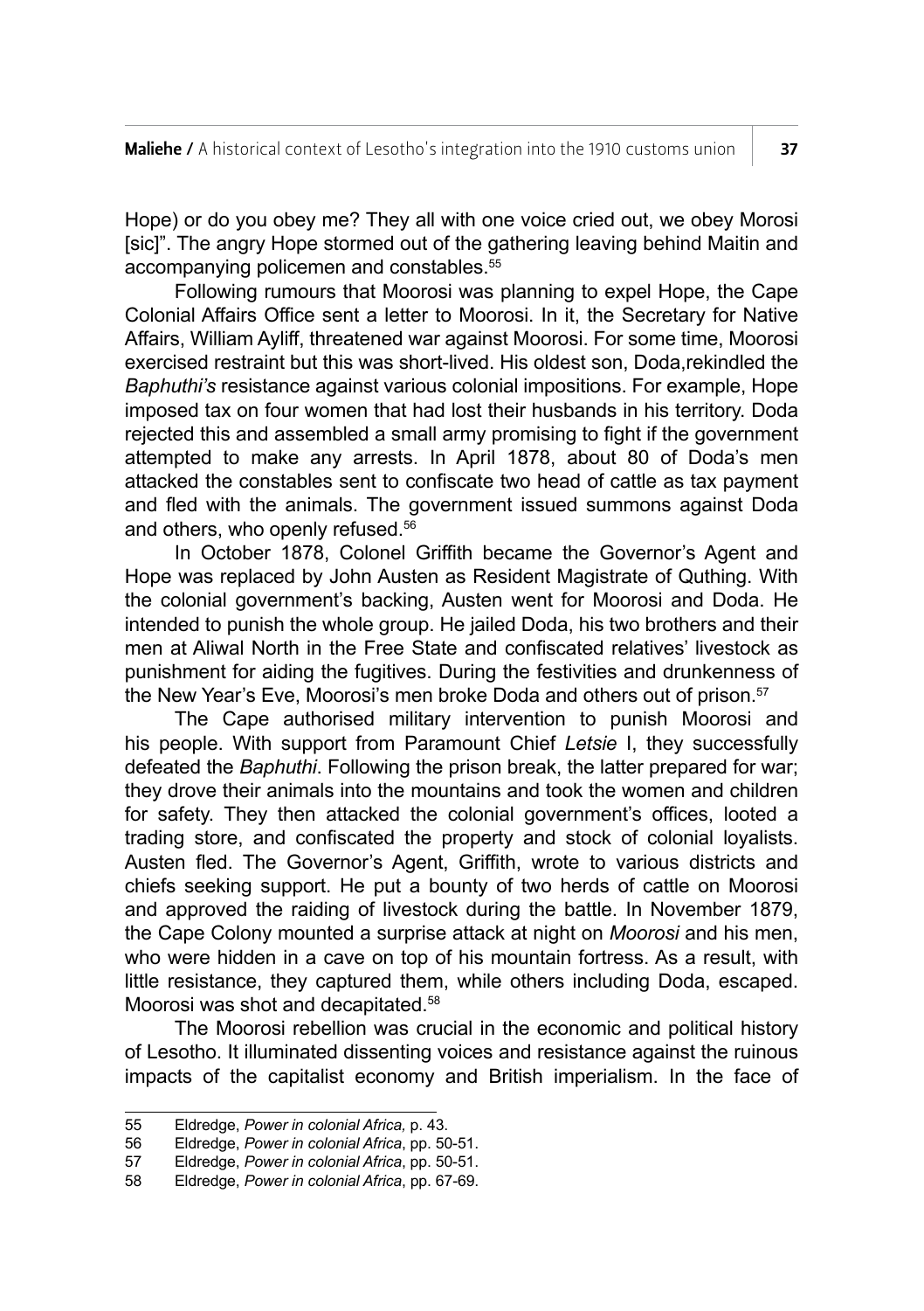Hope) or do you obey me? They all with one voice cried out, we obey Morosi [sic]". The angry Hope stormed out of the gathering leaving behind Maitin and accompanying policemen and constables.[55]

Following rumours that Moorosi was planning to expel Hope, the Cape Colonial Affairs Office sent a letter to Moorosi. In it, the Secretary for Native Affairs, William Ayliff, threatened war against Moorosi. For some time, Moorosi exercised restraint but this was short-lived. His oldest son, Doda,rekindled the *Baphuthi's* resistance against various colonial impositions. For example, Hope imposed tax on four women that had lost their husbands in his territory. Doda rejected this and assembled a small army promising to fight if the government attempted to make any arrests. In April 1878, about 80 of Doda's men attacked the constables sent to confiscate two head of cattle as tax payment and fled with the animals. The government issued summons against Doda and others, who openly refused.[56]

In October 1878, Colonel Griffith became the Governor's Agent and Hope was replaced by John Austen as Resident Magistrate of Quthing. With the colonial government's backing, Austen went for Moorosi and Doda. He intended to punish the whole group. He jailed Doda, his two brothers and their men at Aliwal North in the Free State and confiscated relatives' livestock as punishment for aiding the fugitives. During the festivities and drunkenness of the New Year's Eve, Moorosi's men broke Doda and others out of prison.[57]

The Cape authorised military intervention to punish Moorosi and his people. With support from Paramount Chief *Letsie* I, they successfully defeated the *Baphuthi*. Following the prison break, the latter prepared for war; they drove their animals into the mountains and took the women and children for safety. They then attacked the colonial government's offices, looted a trading store, and confiscated the property and stock of colonial loyalists. Austen fled. The Governor's Agent, Griffith, wrote to various districts and chiefs seeking support. He put a bounty of two herds of cattle on Moorosi and approved the raiding of livestock during the battle. In November 1879, the Cape Colony mounted a surprise attack at night on *Moorosi* and his men, who were hidden in a cave on top of his mountain fortress. As a result, with little resistance, they captured them, while others including Doda, escaped. Moorosi was shot and decapitated.[58]

The Moorosi rebellion was crucial in the economic and political history of Lesotho. It illuminated dissenting voices and resistance against the ruinous impacts of the capitalist economy and British imperialism. In the face of

55 Eldredge, *Power in colonial Africa,* p. 43.
56 Eldredge, *Power in colonial Africa*, pp. 50-51.
57 Eldredge, *Power in colonial Africa*, pp. 50-51.
58 Eldredge, *Power in colonial Africa*, pp. 67-69.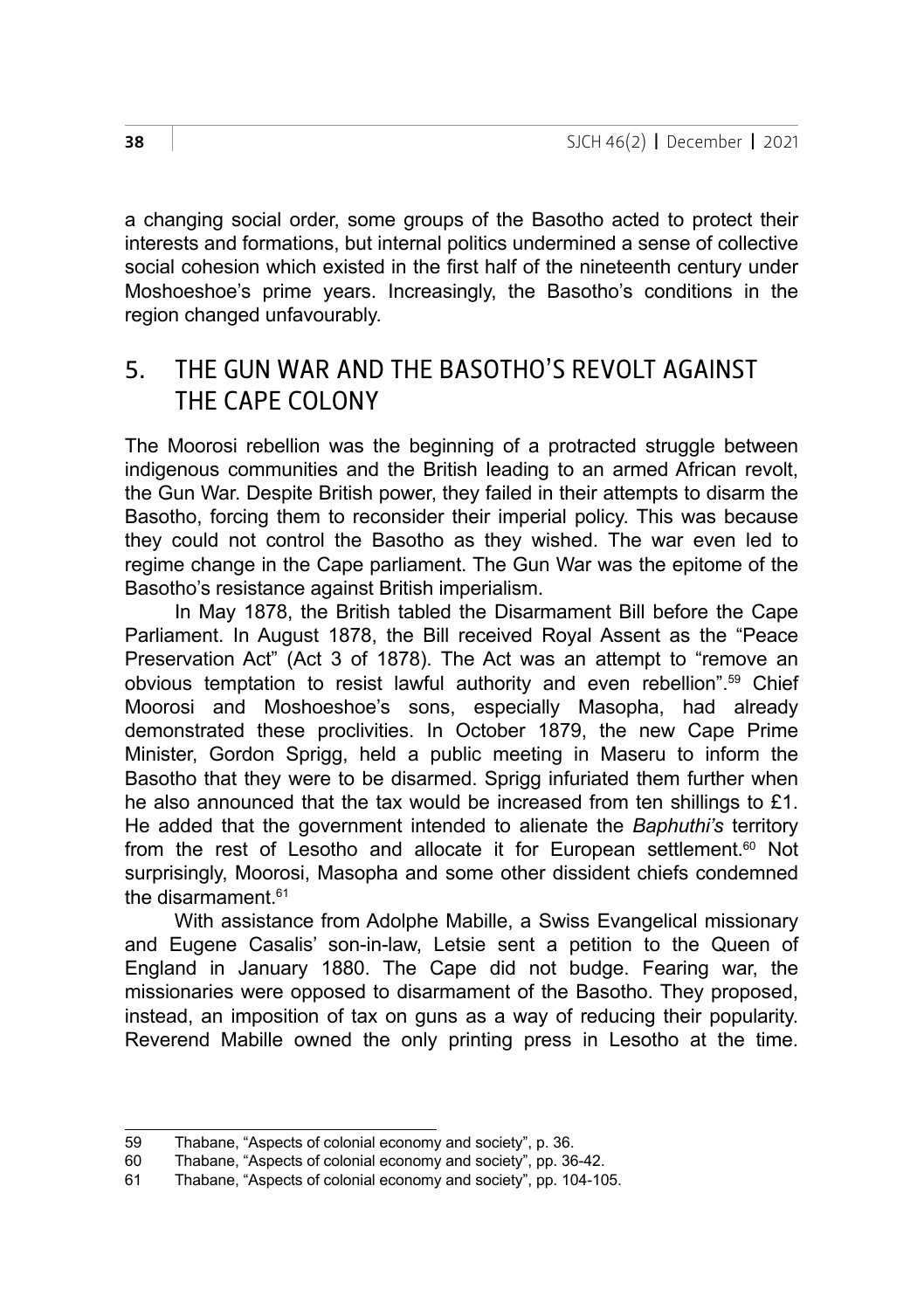a changing social order, some groups of the Basotho acted to protect their interests and formations, but internal politics undermined a sense of collective social cohesion which existed in the first half of the nineteenth century under Moshoeshoe's prime years. Increasingly, the Basotho's conditions in the region changed unfavourably.

## 5. THE GUN WAR AND THE BASOTHO'S REVOLT AGAINST THE CAPE COLONY

The Moorosi rebellion was the beginning of a protracted struggle between indigenous communities and the British leading to an armed African revolt, the Gun War. Despite British power, they failed in their attempts to disarm the Basotho, forcing them to reconsider their imperial policy. This was because they could not control the Basotho as they wished. The war even led to regime change in the Cape parliament. The Gun War was the epitome of the Basotho's resistance against British imperialism.

In May 1878, the British tabled the Disarmament Bill before the Cape Parliament. In August 1878, the Bill received Royal Assent as the "Peace Preservation Act" (Act 3 of 1878). The Act was an attempt to "remove an obvious temptation to resist lawful authority and even rebellion".[59] Chief Moorosi and Moshoeshoe's sons, especially Masopha, had already demonstrated these proclivities. In October 1879, the new Cape Prime Minister, Gordon Sprigg, held a public meeting in Maseru to inform the Basotho that they were to be disarmed. Sprigg infuriated them further when he also announced that the tax would be increased from ten shillings to £1. He added that the government intended to alienate the *Baphuthi's* territory from the rest of Lesotho and allocate it for European settlement.[60] Not surprisingly, Moorosi, Masopha and some other dissident chiefs condemned the disarmament.[61]

With assistance from Adolphe Mabille, a Swiss Evangelical missionary and Eugene Casalis' son-in-law, Letsie sent a petition to the Queen of England in January 1880. The Cape did not budge. Fearing war, the missionaries were opposed to disarmament of the Basotho. They proposed, instead, an imposition of tax on guns as a way of reducing their popularity. Reverend Mabille owned the only printing press in Lesotho at the time.

---

59 Thabane, "Aspects of colonial economy and society", p. 36.

60 Thabane, "Aspects of colonial economy and society", pp. 36-42.

61 Thabane, "Aspects of colonial economy and society", pp. 104-105.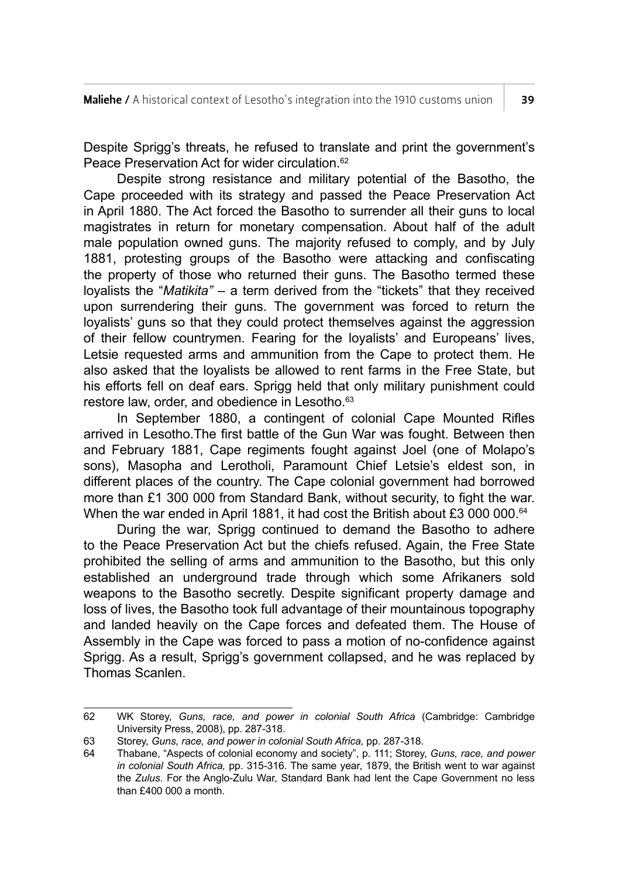Despite Sprigg's threats, he refused to translate and print the government's Peace Preservation Act for wider circulation.[62]

Despite strong resistance and military potential of the Basotho, the Cape proceeded with its strategy and passed the Peace Preservation Act in April 1880. The Act forced the Basotho to surrender all their guns to local magistrates in return for monetary compensation. About half of the adult male population owned guns. The majority refused to comply, and by July 1881, protesting groups of the Basotho were attacking and confiscating the property of those who returned their guns. The Basotho termed these loyalists the "*Matikita"* – a term derived from the "tickets" that they received upon surrendering their guns. The government was forced to return the loyalists' guns so that they could protect themselves against the aggression of their fellow countrymen. Fearing for the loyalists' and Europeans' lives, Letsie requested arms and ammunition from the Cape to protect them. He also asked that the loyalists be allowed to rent farms in the Free State, but his efforts fell on deaf ears. Sprigg held that only military punishment could restore law, order, and obedience in Lesotho.[63]

In September 1880, a contingent of colonial Cape Mounted Rifles arrived in Lesotho.The first battle of the Gun War was fought. Between then and February 1881, Cape regiments fought against Joel (one of Molapo's sons), Masopha and Lerotholi, Paramount Chief Letsie's eldest son, in different places of the country. The Cape colonial government had borrowed more than £1 300 000 from Standard Bank, without security, to fight the war. When the war ended in April 1881, it had cost the British about £3 000 000.[64]

During the war, Sprigg continued to demand the Basotho to adhere to the Peace Preservation Act but the chiefs refused. Again, the Free State prohibited the selling of arms and ammunition to the Basotho, but this only established an underground trade through which some Afrikaners sold weapons to the Basotho secretly. Despite significant property damage and loss of lives, the Basotho took full advantage of their mountainous topography and landed heavily on the Cape forces and defeated them. The House of Assembly in the Cape was forced to pass a motion of no-confidence against Sprigg. As a result, Sprigg's government collapsed, and he was replaced by Thomas Scanlen.

---

62 WK Storey, *Guns, race, and power in colonial South Africa* (Cambridge: Cambridge University Press, 2008), pp. 287-318.

63 Storey, *Guns, race, and power in colonial South Africa,* pp. 287-318.

64 Thabane, "Aspects of colonial economy and society", p. 111; Storey, *Guns, race, and power in colonial South Africa,* pp. 315-316. The same year, 1879, the British went to war against the *Zulus*. For the Anglo-Zulu War, Standard Bank had lent the Cape Government no less than £400 000 a month.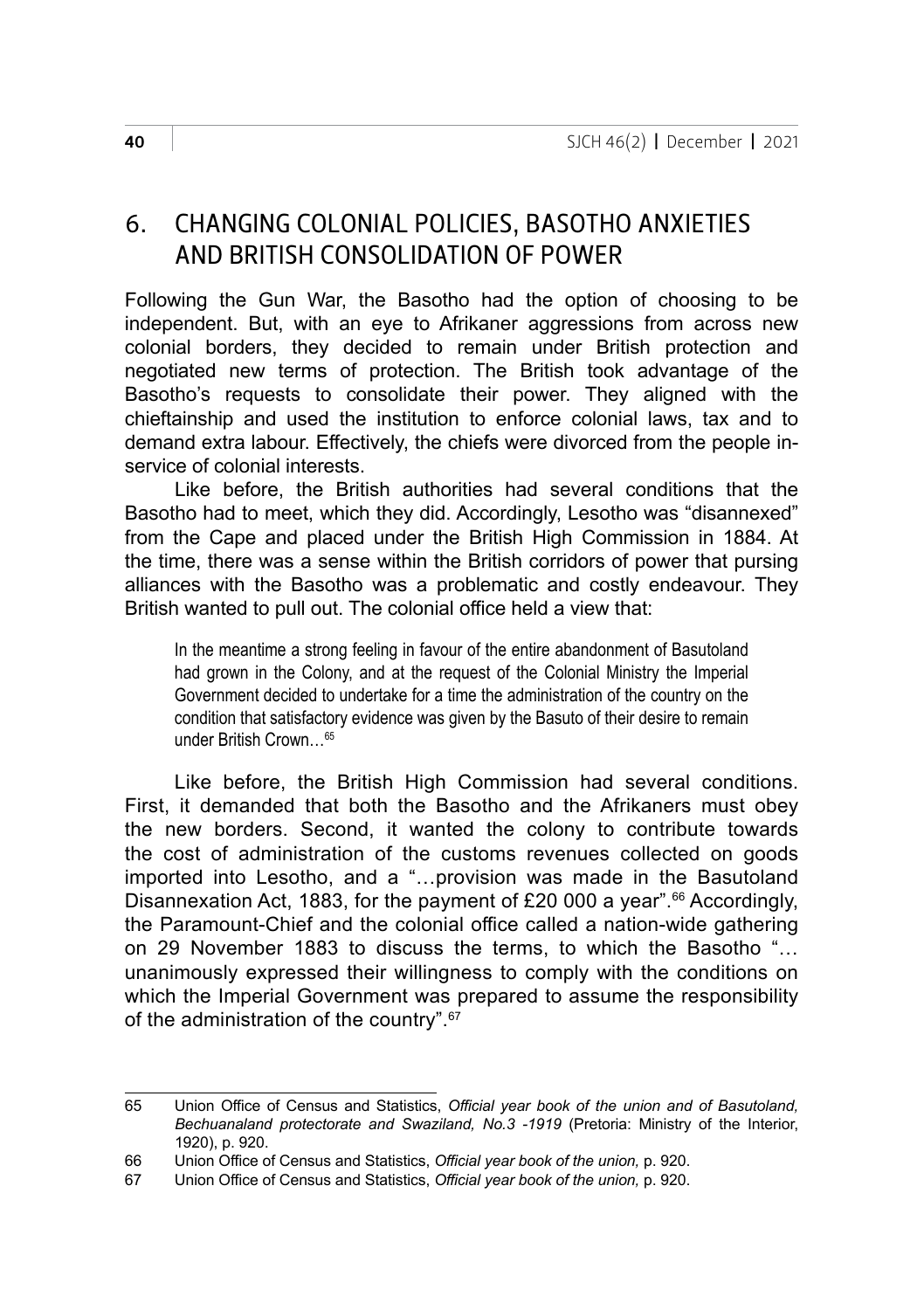## 6. CHANGING COLONIAL POLICIES, BASOTHO ANXIETIES AND BRITISH CONSOLIDATION OF POWER

Following the Gun War, the Basotho had the option of choosing to be independent. But, with an eye to Afrikaner aggressions from across new colonial borders, they decided to remain under British protection and negotiated new terms of protection. The British took advantage of the Basotho's requests to consolidate their power. They aligned with the chieftainship and used the institution to enforce colonial laws, tax and to demand extra labour. Effectively, the chiefs were divorced from the people in-service of colonial interests.

Like before, the British authorities had several conditions that the Basotho had to meet, which they did. Accordingly, Lesotho was "disannexed" from the Cape and placed under the British High Commission in 1884. At the time, there was a sense within the British corridors of power that pursing alliances with the Basotho was a problematic and costly endeavour. They British wanted to pull out. The colonial office held a view that:

> In the meantime a strong feeling in favour of the entire abandonment of Basutoland had grown in the Colony, and at the request of the Colonial Ministry the Imperial Government decided to undertake for a time the administration of the country on the condition that satisfactory evidence was given by the Basuto of their desire to remain under British Crown…[65]

Like before, the British High Commission had several conditions. First, it demanded that both the Basotho and the Afrikaners must obey the new borders. Second, it wanted the colony to contribute towards the cost of administration of the customs revenues collected on goods imported into Lesotho, and a "…provision was made in the Basutoland Disannexation Act, 1883, for the payment of £20 000 a year".[66] Accordingly, the Paramount-Chief and the colonial office called a nation-wide gathering on 29 November 1883 to discuss the terms, to which the Basotho "…unanimously expressed their willingness to comply with the conditions on which the Imperial Government was prepared to assume the responsibility of the administration of the country".[67]

---

65 Union Office of Census and Statistics, *Official year book of the union and of Basutoland, Bechuanaland protectorate and Swaziland, No.3 -1919* (Pretoria: Ministry of the Interior, 1920), p. 920.

66 Union Office of Census and Statistics, *Official year book of the union,* p. 920.

67 Union Office of Census and Statistics, *Official year book of the union,* p. 920.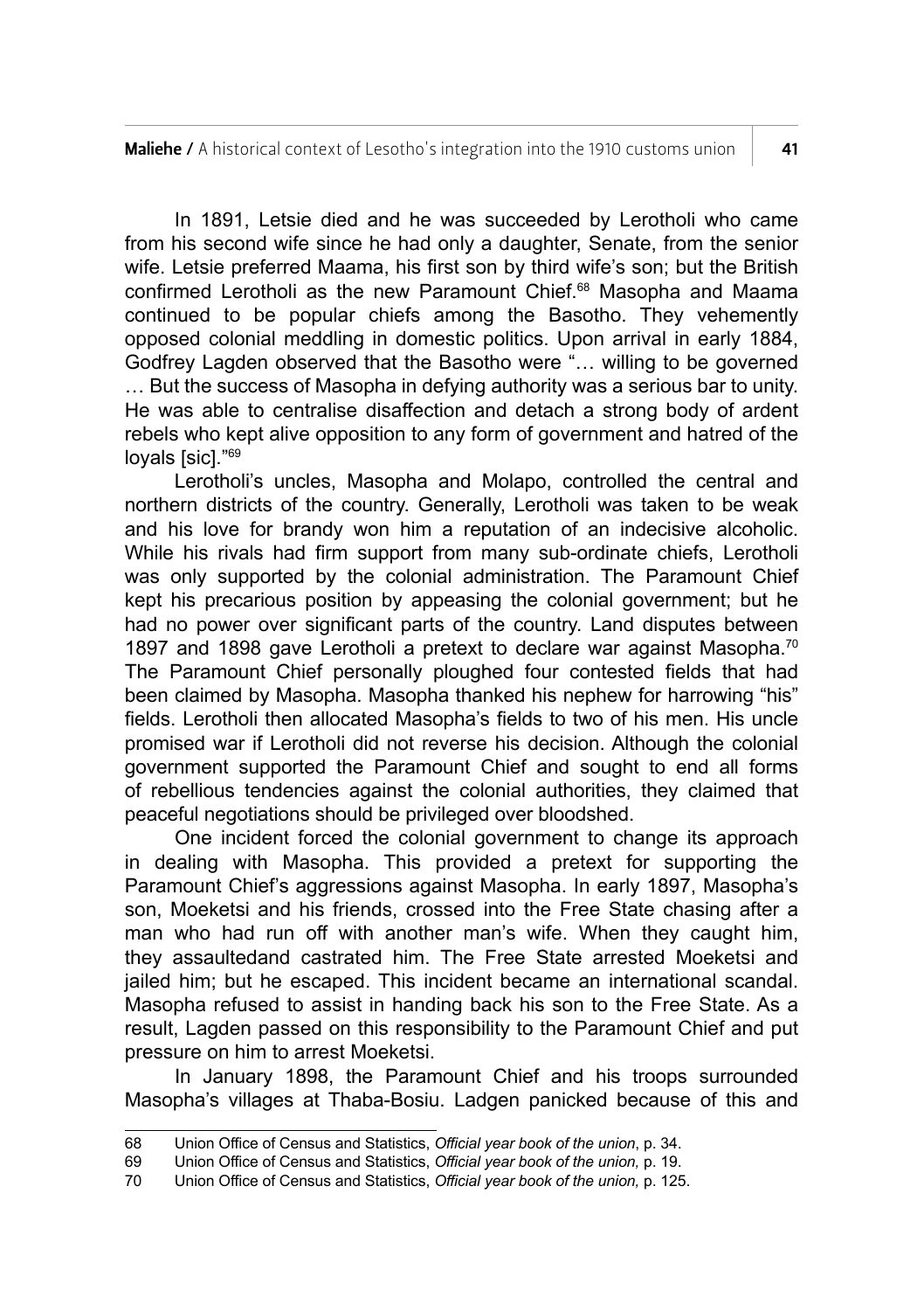In 1891, Letsie died and he was succeeded by Lerotholi who came from his second wife since he had only a daughter, Senate, from the senior wife. Letsie preferred Maama, his first son by third wife's son; but the British confirmed Lerotholi as the new Paramount Chief.[68] Masopha and Maama continued to be popular chiefs among the Basotho. They vehemently opposed colonial meddling in domestic politics. Upon arrival in early 1884, Godfrey Lagden observed that the Basotho were "… willing to be governed … But the success of Masopha in defying authority was a serious bar to unity. He was able to centralise disaffection and detach a strong body of ardent rebels who kept alive opposition to any form of government and hatred of the loyals [sic]."[69]

Lerotholi's uncles, Masopha and Molapo, controlled the central and northern districts of the country. Generally, Lerotholi was taken to be weak and his love for brandy won him a reputation of an indecisive alcoholic. While his rivals had firm support from many sub-ordinate chiefs, Lerotholi was only supported by the colonial administration. The Paramount Chief kept his precarious position by appeasing the colonial government; but he had no power over significant parts of the country. Land disputes between 1897 and 1898 gave Lerotholi a pretext to declare war against Masopha.[70] The Paramount Chief personally ploughed four contested fields that had been claimed by Masopha. Masopha thanked his nephew for harrowing "his" fields. Lerotholi then allocated Masopha's fields to two of his men. His uncle promised war if Lerotholi did not reverse his decision. Although the colonial government supported the Paramount Chief and sought to end all forms of rebellious tendencies against the colonial authorities, they claimed that peaceful negotiations should be privileged over bloodshed.

One incident forced the colonial government to change its approach in dealing with Masopha. This provided a pretext for supporting the Paramount Chief's aggressions against Masopha. In early 1897, Masopha's son, Moeketsi and his friends, crossed into the Free State chasing after a man who had run off with another man's wife. When they caught him, they assaultedand castrated him. The Free State arrested Moeketsi and jailed him; but he escaped. This incident became an international scandal. Masopha refused to assist in handing back his son to the Free State. As a result, Lagden passed on this responsibility to the Paramount Chief and put pressure on him to arrest Moeketsi.

In January 1898, the Paramount Chief and his troops surrounded Masopha's villages at Thaba-Bosiu. Ladgen panicked because of this and

---

68 Union Office of Census and Statistics, *Official year book of the union*, p. 34.

69 Union Office of Census and Statistics, *Official year book of the union,* p. 19.

70 Union Office of Census and Statistics, *Official year book of the union,* p. 125.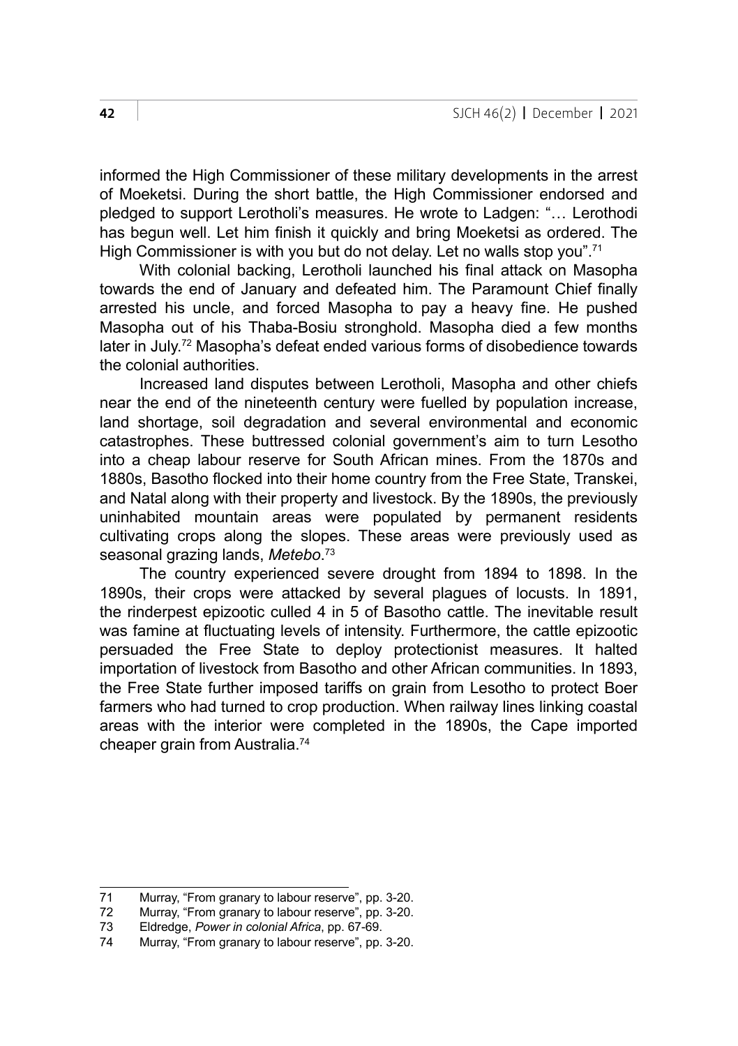informed the High Commissioner of these military developments in the arrest of Moeketsi. During the short battle, the High Commissioner endorsed and pledged to support Lerotholi's measures. He wrote to Ladgen: "… Lerothodi has begun well. Let him finish it quickly and bring Moeketsi as ordered. The High Commissioner is with you but do not delay. Let no walls stop you".[71]

With colonial backing, Lerotholi launched his final attack on Masopha towards the end of January and defeated him. The Paramount Chief finally arrested his uncle, and forced Masopha to pay a heavy fine. He pushed Masopha out of his Thaba-Bosiu stronghold. Masopha died a few months later in July.[72] Masopha's defeat ended various forms of disobedience towards the colonial authorities.

Increased land disputes between Lerotholi, Masopha and other chiefs near the end of the nineteenth century were fuelled by population increase, land shortage, soil degradation and several environmental and economic catastrophes. These buttressed colonial government's aim to turn Lesotho into a cheap labour reserve for South African mines. From the 1870s and 1880s, Basotho flocked into their home country from the Free State, Transkei, and Natal along with their property and livestock. By the 1890s, the previously uninhabited mountain areas were populated by permanent residents cultivating crops along the slopes. These areas were previously used as seasonal grazing lands, *Metebo*.[73]

The country experienced severe drought from 1894 to 1898. In the 1890s, their crops were attacked by several plagues of locusts. In 1891, the rinderpest epizootic culled 4 in 5 of Basotho cattle. The inevitable result was famine at fluctuating levels of intensity. Furthermore, the cattle epizootic persuaded the Free State to deploy protectionist measures. It halted importation of livestock from Basotho and other African communities. In 1893, the Free State further imposed tariffs on grain from Lesotho to protect Boer farmers who had turned to crop production. When railway lines linking coastal areas with the interior were completed in the 1890s, the Cape imported cheaper grain from Australia.[74]

---

71 Murray, "From granary to labour reserve", pp. 3-20.

72 Murray, "From granary to labour reserve", pp. 3-20.

73 Eldredge, *Power in colonial Africa*, pp. 67-69.

74 Murray, "From granary to labour reserve", pp. 3-20.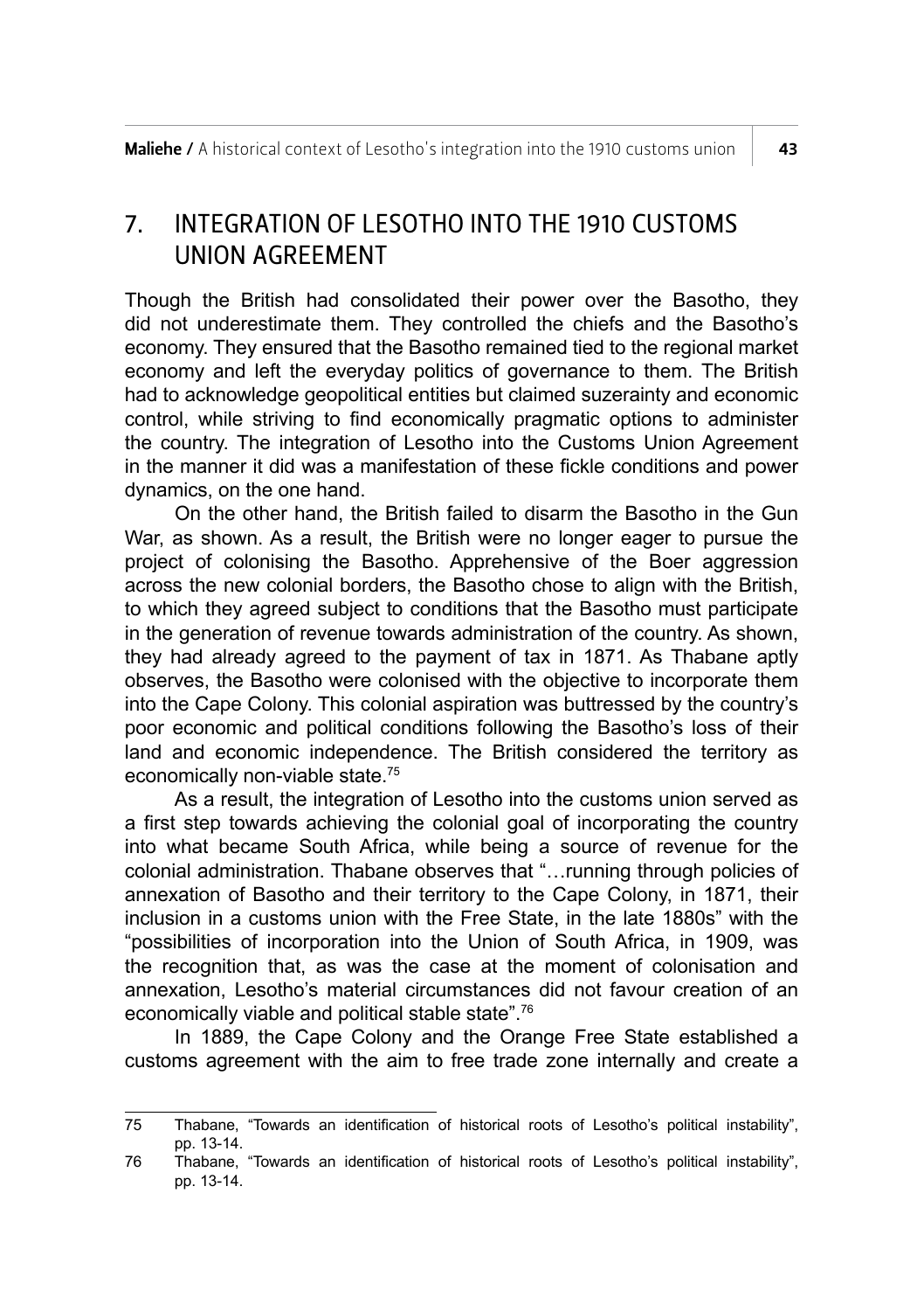## 7. INTEGRATION OF LESOTHO INTO THE 1910 CUSTOMS UNION AGREEMENT

Though the British had consolidated their power over the Basotho, they did not underestimate them. They controlled the chiefs and the Basotho's economy. They ensured that the Basotho remained tied to the regional market economy and left the everyday politics of governance to them. The British had to acknowledge geopolitical entities but claimed suzerainty and economic control, while striving to find economically pragmatic options to administer the country. The integration of Lesotho into the Customs Union Agreement in the manner it did was a manifestation of these fickle conditions and power dynamics, on the one hand.

On the other hand, the British failed to disarm the Basotho in the Gun War, as shown. As a result, the British were no longer eager to pursue the project of colonising the Basotho. Apprehensive of the Boer aggression across the new colonial borders, the Basotho chose to align with the British, to which they agreed subject to conditions that the Basotho must participate in the generation of revenue towards administration of the country. As shown, they had already agreed to the payment of tax in 1871. As Thabane aptly observes, the Basotho were colonised with the objective to incorporate them into the Cape Colony. This colonial aspiration was buttressed by the country's poor economic and political conditions following the Basotho's loss of their land and economic independence. The British considered the territory as economically non-viable state.[75]

As a result, the integration of Lesotho into the customs union served as a first step towards achieving the colonial goal of incorporating the country into what became South Africa, while being a source of revenue for the colonial administration. Thabane observes that "…running through policies of annexation of Basotho and their territory to the Cape Colony, in 1871, their inclusion in a customs union with the Free State, in the late 1880s" with the "possibilities of incorporation into the Union of South Africa, in 1909, was the recognition that, as was the case at the moment of colonisation and annexation, Lesotho's material circumstances did not favour creation of an economically viable and political stable state".[76]

In 1889, the Cape Colony and the Orange Free State established a customs agreement with the aim to free trade zone internally and create a

---

75 Thabane, "Towards an identification of historical roots of Lesotho's political instability", pp. 13-14.

76 Thabane, "Towards an identification of historical roots of Lesotho's political instability", pp. 13-14.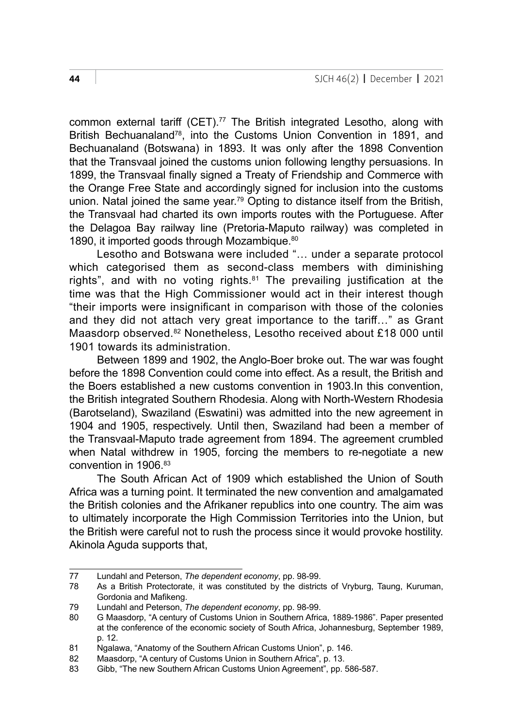common external tariff (CET).[77] The British integrated Lesotho, along with British Bechuanaland[78], into the Customs Union Convention in 1891, and Bechuanaland (Botswana) in 1893. It was only after the 1898 Convention that the Transvaal joined the customs union following lengthy persuasions. In 1899, the Transvaal finally signed a Treaty of Friendship and Commerce with the Orange Free State and accordingly signed for inclusion into the customs union. Natal joined the same year.[79] Opting to distance itself from the British, the Transvaal had charted its own imports routes with the Portuguese. After the Delagoa Bay railway line (Pretoria-Maputo railway) was completed in 1890, it imported goods through Mozambique.[80]

Lesotho and Botswana were included "… under a separate protocol which categorised them as second-class members with diminishing rights", and with no voting rights.[81] The prevailing justification at the time was that the High Commissioner would act in their interest though "their imports were insignificant in comparison with those of the colonies and they did not attach very great importance to the tariff…" as Grant Maasdorp observed.[82] Nonetheless, Lesotho received about £18 000 until 1901 towards its administration.

Between 1899 and 1902, the Anglo-Boer broke out. The war was fought before the 1898 Convention could come into effect. As a result, the British and the Boers established a new customs convention in 1903.In this convention, the British integrated Southern Rhodesia. Along with North-Western Rhodesia (Barotseland), Swaziland (Eswatini) was admitted into the new agreement in 1904 and 1905, respectively. Until then, Swaziland had been a member of the Transvaal-Maputo trade agreement from 1894. The agreement crumbled when Natal withdrew in 1905, forcing the members to re-negotiate a new convention in 1906.[83]

The South African Act of 1909 which established the Union of South Africa was a turning point. It terminated the new convention and amalgamated the British colonies and the Afrikaner republics into one country. The aim was to ultimately incorporate the High Commission Territories into the Union, but the British were careful not to rush the process since it would provoke hostility. Akinola Aguda supports that,

---

77 Lundahl and Peterson, *The dependent economy*, pp. 98-99.

78 As a British Protectorate, it was constituted by the districts of Vryburg, Taung, Kuruman, Gordonia and Mafikeng.

79 Lundahl and Peterson, *The dependent economy*, pp. 98-99.

80 G Maasdorp, "A century of Customs Union in Southern Africa, 1889-1986". Paper presented at the conference of the economic society of South Africa, Johannesburg, September 1989, p. 12.

81 Ngalawa, "Anatomy of the Southern African Customs Union", p. 146.

82 Maasdorp, "A century of Customs Union in Southern Africa", p. 13.

83 Gibb, "The new Southern African Customs Union Agreement", pp. 586-587.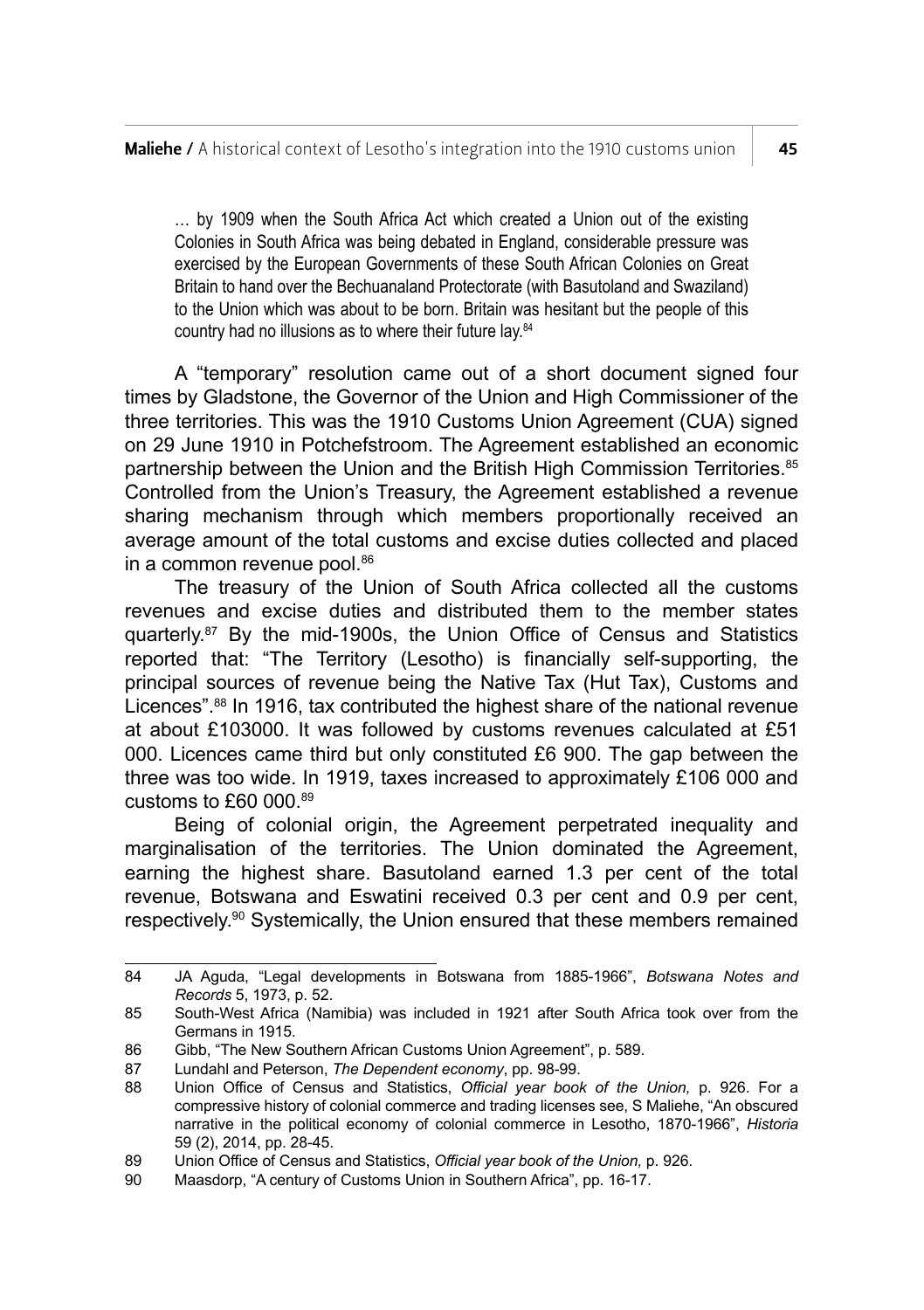> … by 1909 when the South Africa Act which created a Union out of the existing Colonies in South Africa was being debated in England, considerable pressure was exercised by the European Governments of these South African Colonies on Great Britain to hand over the Bechuanaland Protectorate (with Basutoland and Swaziland) to the Union which was about to be born. Britain was hesitant but the people of this country had no illusions as to where their future lay.[84]

A "temporary" resolution came out of a short document signed four times by Gladstone, the Governor of the Union and High Commissioner of the three territories. This was the 1910 Customs Union Agreement (CUA) signed on 29 June 1910 in Potchefstroom. The Agreement established an economic partnership between the Union and the British High Commission Territories.[85] Controlled from the Union's Treasury, the Agreement established a revenue sharing mechanism through which members proportionally received an average amount of the total customs and excise duties collected and placed in a common revenue pool.[86]

The treasury of the Union of South Africa collected all the customs revenues and excise duties and distributed them to the member states quarterly.[87] By the mid-1900s, the Union Office of Census and Statistics reported that: "The Territory (Lesotho) is financially self-supporting, the principal sources of revenue being the Native Tax (Hut Tax), Customs and Licences".[88] In 1916, tax contributed the highest share of the national revenue at about £103000. It was followed by customs revenues calculated at £51 000. Licences came third but only constituted £6 900. The gap between the three was too wide. In 1919, taxes increased to approximately £106 000 and customs to £60 000.[89]

Being of colonial origin, the Agreement perpetrated inequality and marginalisation of the territories. The Union dominated the Agreement, earning the highest share. Basutoland earned 1.3 per cent of the total revenue, Botswana and Eswatini received 0.3 per cent and 0.9 per cent, respectively.[90] Systemically, the Union ensured that these members remained

---

84 JA Aguda, "Legal developments in Botswana from 1885-1966", *Botswana Notes and Records* 5, 1973, p. 52.

85 South-West Africa (Namibia) was included in 1921 after South Africa took over from the Germans in 1915.

86 Gibb, "The New Southern African Customs Union Agreement", p. 589.

87 Lundahl and Peterson, *The Dependent economy*, pp. 98-99.

88 Union Office of Census and Statistics, *Official year book of the Union,* p. 926. For a compressive history of colonial commerce and trading licenses see, S Maliehe, "An obscured narrative in the political economy of colonial commerce in Lesotho, 1870-1966", *Historia* 59 (2), 2014, pp. 28-45.

89 Union Office of Census and Statistics, *Official year book of the Union,* p. 926.

90 Maasdorp, "A century of Customs Union in Southern Africa", pp. 16-17.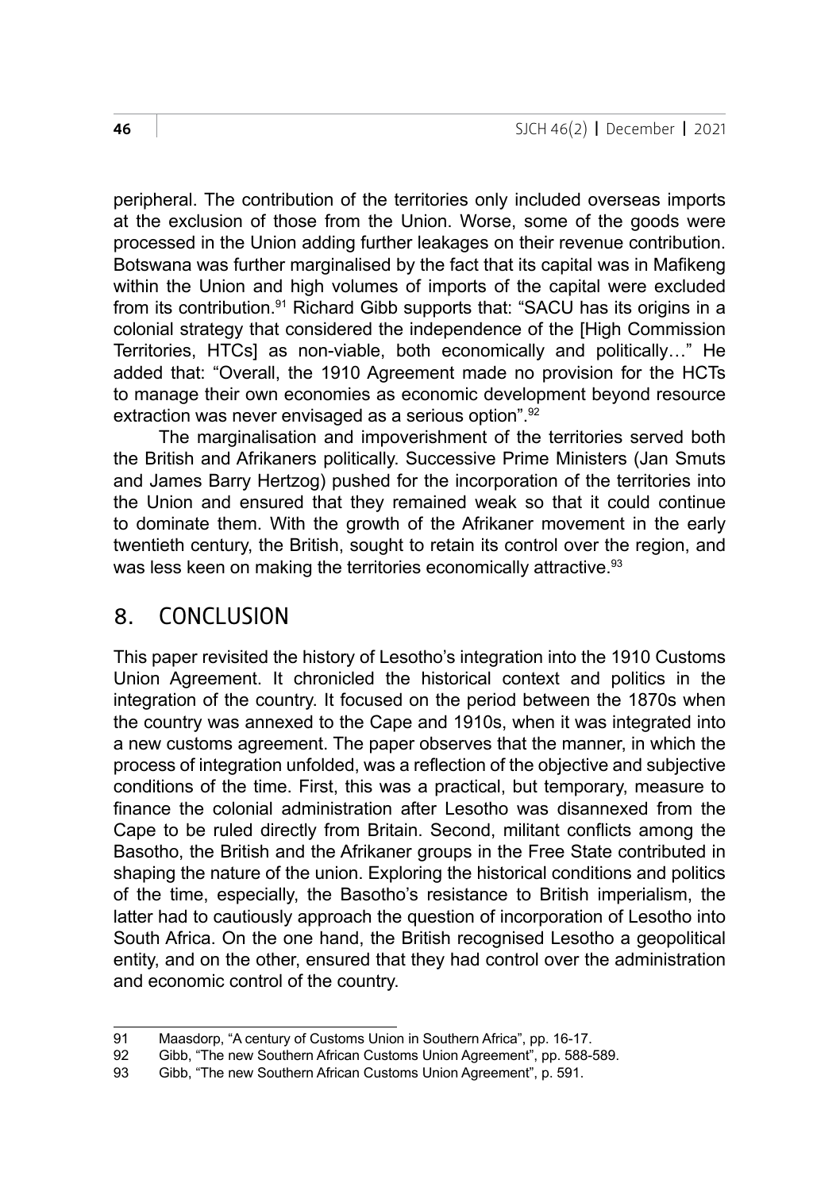peripheral. The contribution of the territories only included overseas imports at the exclusion of those from the Union. Worse, some of the goods were processed in the Union adding further leakages on their revenue contribution. Botswana was further marginalised by the fact that its capital was in Mafikeng within the Union and high volumes of imports of the capital were excluded from its contribution.[91] Richard Gibb supports that: "SACU has its origins in a colonial strategy that considered the independence of the [High Commission Territories, HTCs] as non-viable, both economically and politically…" He added that: "Overall, the 1910 Agreement made no provision for the HCTs to manage their own economies as economic development beyond resource extraction was never envisaged as a serious option".[92]

The marginalisation and impoverishment of the territories served both the British and Afrikaners politically. Successive Prime Ministers (Jan Smuts and James Barry Hertzog) pushed for the incorporation of the territories into the Union and ensured that they remained weak so that it could continue to dominate them. With the growth of the Afrikaner movement in the early twentieth century, the British, sought to retain its control over the region, and was less keen on making the territories economically attractive.[93]

## 8. CONCLUSION

This paper revisited the history of Lesotho's integration into the 1910 Customs Union Agreement. It chronicled the historical context and politics in the integration of the country. It focused on the period between the 1870s when the country was annexed to the Cape and 1910s, when it was integrated into a new customs agreement. The paper observes that the manner, in which the process of integration unfolded, was a reflection of the objective and subjective conditions of the time. First, this was a practical, but temporary, measure to finance the colonial administration after Lesotho was disannexed from the Cape to be ruled directly from Britain. Second, militant conflicts among the Basotho, the British and the Afrikaner groups in the Free State contributed in shaping the nature of the union. Exploring the historical conditions and politics of the time, especially, the Basotho's resistance to British imperialism, the latter had to cautiously approach the question of incorporation of Lesotho into South Africa. On the one hand, the British recognised Lesotho a geopolitical entity, and on the other, ensured that they had control over the administration and economic control of the country.

---

91 Maasdorp, "A century of Customs Union in Southern Africa", pp. 16-17.

92 Gibb, "The new Southern African Customs Union Agreement", pp. 588-589.

93 Gibb, "The new Southern African Customs Union Agreement", p. 591.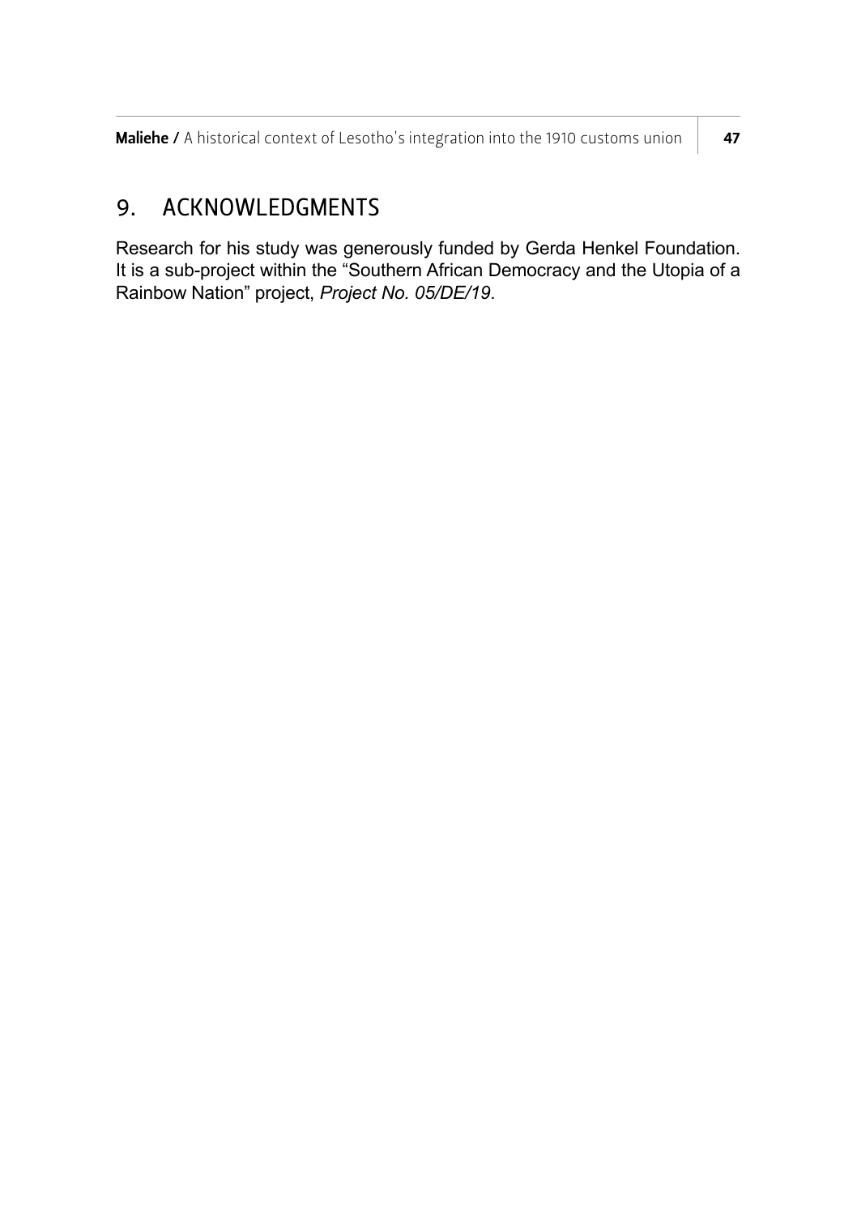## 9. ACKNOWLEDGMENTS

Research for his study was generously funded by Gerda Henkel Foundation. It is a sub-project within the "Southern African Democracy and the Utopia of a Rainbow Nation" project, *Project No. 05/DE/19*.